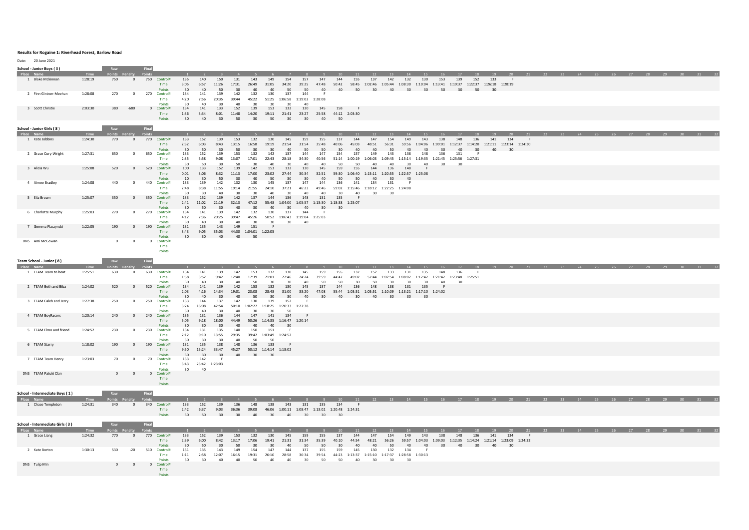## Results for Rogaine 1: Riverhead Forest, Barlow Road

Date: 20 June 2021

### School - Junior Boys ( 3 )

| Place | Name | Time | Raw Points | Penalty | Final Points | | 1 | 2 | 3 | 4 | 5 | 6 | 7 | 8 | 9 | 10 | 11 | 12 | 13 | 14 | 15 | 16 | 17 | 18 | 19 | 20 | 21 | 22 | 23 | 24 | 25 | 26 | 27 | 28 | 29 | 30 | 31 | 32 |
|---|---|---|---|---|---|---|---|---|---|---|---|---|---|---|---|---|---|---|---|---|---|---|---|---|---|---|---|---|---|---|---|---|---|---|---|---|---|---|
| 1 | Blake Mckinnon | 1:28:19 | 750 | 0 | 750 | Control# | 135 | 140 | 150 | 131 | 143 | 149 | 154 | 157 | 147 | 144 | 155 | 137 | 142 | 132 | 130 | 153 | 139 | 152 | 133 | F | | | | | | | | | | | | |
| | | | | | | Time | 3:05 | 6:57 | 11:26 | 17:31 | 26:49 | 31:05 | 34:20 | 39:25 | 47:48 | 50:42 | 58:45 | 1:02:46 | 1:05:44 | 1:08:30 | 1:10:04 | 1:13:41 | 1:19:37 | 1:22:37 | 1:26:18 | 1:28:19 | | | | | | | | | | | | |
| | | | | | | Points | 30 | 40 | 50 | 30 | 40 | 40 | 50 | 50 | 40 | 40 | 50 | 30 | 40 | 30 | 30 | 50 | 30 | 50 | 30 | | | | | | | | | | | | | |
| 2 | Finn Gintner-Meehan | 1:28:08 | 270 | 0 | 270 | Control# | 134 | 141 | 139 | 142 | 132 | 130 | 137 | 144 | F | | | | | | | | | | | | | | | | | | | | | | | |
| | | | | | | Time | 4:20 | 7:56 | 20:35 | 39:44 | 45:22 | 51:25 | 1:06:58 | 1:19:02 | 1:28:08 | | | | | | | | | | | | | | | | | | | | | | | |
| | | | | | | Points | 30 | 40 | 30 | 40 | 30 | 30 | 30 | 40 | | | | | | | | | | | | | | | | | | | | | | | | |
| 3 | Scott Christie | 2:03:30 | 380 | -680 | 0 | Control# | 134 | 141 | 133 | 152 | 139 | 153 | 132 | 130 | 145 | 158 | F | | | | | | | | | | | | | | | | | | | | | |
| | | | | | | Time | 1:36 | 3:34 | 8:01 | 11:48 | 14:20 | 19:11 | 21:41 | 23:27 | 25:58 | 44:12 | 2:03:30 | | | | | | | | | | | | | | | | | | | | | |
| | | | | | | Points | 30 | 40 | 30 | 50 | 30 | 50 | 30 | 30 | 40 | 50 | | | | | | | | | | | | | | | | | | | | | | |

### School - Junior Girls ( 8 )

| Place | Name | Time | Raw Points | Penalty | Final Points | | 1 | 2 | 3 | 4 | 5 | 6 | 7 | 8 | 9 | 10 | 11 | 12 | 13 | 14 | 15 | 16 | 17 | 18 | 19 | 20 | 21 | 22 | 23 | 24 | 25 | 26 | 27 | 28 | 29 | 30 | 31 | 32 |
|---|---|---|---|---|---|---|---|---|---|---|---|---|---|---|---|---|---|---|---|---|---|---|---|---|---|---|---|---|---|---|---|---|---|---|---|---|---|---|
| 1 | Kate Jobbins | 1:24:30 | 770 | 0 | 770 | Control# | 133 | 152 | 139 | 153 | 132 | 130 | 145 | 159 | 155 | 137 | 144 | 147 | 154 | 149 | 143 | 138 | 148 | 136 | 141 | 134 | F | | | | | | | | | | | |
| | | | | | | Time | 2:32 | 6:03 | 8:43 | 13:15 | 16:58 | 19:19 | 21:54 | 31:54 | 35:48 | 40:06 | 45:03 | 48:51 | 56:31 | 59:56 | 1:04:06 | 1:09:01 | 1:12:37 | 1:14:20 | 1:21:11 | 1:23:14 | 1:24:30 | | | | | | | | | | | |
| | | | | | | Points | 30 | 50 | 30 | 50 | 30 | 30 | 40 | 50 | 50 | 30 | 40 | 40 | 50 | 40 | 40 | 30 | 40 | 30 | 40 | 30 | | | | | | | | | | | | |
| 2 | Grace Cory-Wright | 1:27:31 | 650 | 0 | 650 | Control# | 133 | 152 | 139 | 153 | 132 | 142 | 137 | 144 | 147 | 154 | 157 | 149 | 143 | 138 | 148 | 136 | 131 | F | | | | | | | | | | | | | | |
| | | | | | | Time | 2:35 | 5:58 | 9:08 | 13:07 | 17:01 | 22:43 | 28:18 | 34:30 | 40:56 | 51:14 | 1:00:19 | 1:06:03 | 1:09:45 | 1:15:14 | 1:19:35 | 1:21:45 | 1:25:56 | 1:27:31 | | | | | | | | | | | | | | |
| | | | | | | Points | 30 | 50 | 30 | 50 | 30 | 40 | 30 | 40 | 40 | 50 | 50 | 40 | 40 | 30 | 40 | 30 | 30 | | | | | | | | | | | | | | | |
| 3 | Alicia Wu | 1:25:08 | 520 | 0 | 520 | Control# | 100 | 133 | 152 | 139 | 142 | 153 | 132 | 130 | 145 | 159 | 155 | 144 | 136 | 148 | F | | | | | | | | | | | | | | | | | |
| | | | | | | Time | 0:01 | 3:06 | 8:32 | 11:13 | 17:00 | 23:02 | 27:44 | 30:34 | 32:51 | 59:30 | 1:06:40 | 1:15:11 | 1:20:55 | 1:22:57 | 1:25:08 | | | | | | | | | | | | | | | | | |
| | | | | | | Points | 10 | 30 | 50 | 30 | 40 | 50 | 30 | 30 | 40 | 50 | 50 | 40 | 30 | 40 | | | | | | | | | | | | | | | | | | |
| 4 | Aimee Bradley | 1:24:08 | 440 | 0 | 440 | Control# | 133 | 139 | 142 | 132 | 130 | 145 | 137 | 147 | 144 | 136 | 141 | 134 | 131 | F | | | | | | | | | | | | | | | | | | |
| | | | | | | Time | 2:48 | 8:38 | 11:55 | 19:14 | 21:55 | 24:10 | 37:21 | 46:23 | 49:46 | 59:02 | 1:15:46 | 1:18:12 | 1:22:25 | 1:24:08 | | | | | | | | | | | | | | | | | | |
| | | | | | | Points | 30 | 30 | 40 | 30 | 30 | 40 | 30 | 40 | 40 | 30 | 40 | 30 | 30 | | | | | | | | | | | | | | | | | | | |
| 5 | Eila Brown | 1:25:07 | 350 | 0 | 350 | Control# | 133 | 152 | 139 | 142 | 137 | 144 | 136 | 148 | 131 | 135 | F | | | | | | | | | | | | | | | | | | | | | |
| | | | | | | Time | 2:41 | 11:02 | 21:19 | 32:13 | 47:12 | 55:48 | 1:04:00 | 1:05:57 | 1:13:30 | 1:18:38 | 1:25:07 | | | | | | | | | | | | | | | | | | | | | |
| | | | | | | Points | 30 | 50 | 30 | 40 | 30 | 40 | 30 | 40 | 30 | 30 | | | | | | | | | | | | | | | | | | | | | | |
| 6 | Charlotte Murphy | 1:25:03 | 270 | 0 | 270 | Control# | 134 | 141 | 139 | 142 | 132 | 130 | 137 | 144 | F | | | | | | | | | | | | | | | | | | | | | | | |
| | | | | | | Time | 4:12 | 7:36 | 20:25 | 39:47 | 45:26 | 50:52 | 1:06:43 | 1:19:04 | 1:25:03 | | | | | | | | | | | | | | | | | | | | | | | |
| | | | | | | Points | 30 | 40 | 30 | 40 | 30 | 30 | 30 | 40 | | | | | | | | | | | | | | | | | | | | | | | | |
| 7 | Gemma Flaszynski | 1:22:05 | 190 | 0 | 190 | Control# | 131 | 135 | 143 | 149 | 151 | F | | | | | | | | | | | | | | | | | | | | | | | | | | |
| | | | | | | Time | 3:43 | 9:05 | 35:03 | 44:30 | 1:04:01 | 1:22:05 | | | | | | | | | | | | | | | | | | | | | | | | | | |
| | | | | | | Points | 30 | 30 | 40 | 40 | 50 | | | | | | | | | | | | | | | | | | | | | | | | | | | |
| DNS | Ami McGowan | | 0 | 0 | 0 | Control# | | | | | | | | | | | | | | | | | | | | | | | | | | | | | | | | |
| | | | | | | Time | | | | | | | | | | | | | | | | | | | | | | | | | | | | | | | | |
| | | | | | | Points | | | | | | | | | | | | | | | | | | | | | | | | | | | | | | | | |

### Team School - Junior ( 8 )

| Place | Name | Time | Raw Points | Penalty | Final Points | | 1 | 2 | 3 | 4 | 5 | 6 | 7 | 8 | 9 | 10 | 11 | 12 | 13 | 14 | 15 | 16 | 17 | 18 | 19 | 20 | 21 | 22 | 23 | 24 | 25 | 26 | 27 | 28 | 29 | 30 | 31 | 32 |
|---|---|---|---|---|---|---|---|---|---|---|---|---|---|---|---|---|---|---|---|---|---|---|---|---|---|---|---|---|---|---|---|---|---|---|---|---|---|---|
| 1 | TEAM Team to beat | 1:25:51 | 630 | 0 | 630 | Control# | 134 | 141 | 139 | 142 | 153 | 132 | 130 | 145 | 159 | 155 | 137 | 152 | 133 | 131 | 135 | 148 | 136 | F | | | | | | | | | | | | | | |
| | | | | | | Time | 1:58 | 3:52 | 9:42 | 12:40 | 17:39 | 21:01 | 22:46 | 24:24 | 39:59 | 44:47 | 49:02 | 57:44 | 1:02:54 | 1:08:02 | 1:12:42 | 1:21:42 | 1:23:48 | 1:25:51 | | | | | | | | | | | | | | |
| | | | | | | Points | 30 | 40 | 30 | 40 | 50 | 30 | 30 | 40 | 50 | 50 | 30 | 50 | 30 | 30 | 30 | 40 | 30 | | | | | | | | | | | | | | | |
| 2 | TEAM Beth and Biba | 1:24:02 | 520 | 0 | 520 | Control# | 134 | 141 | 139 | 142 | 153 | 132 | 130 | 145 | 137 | 144 | 136 | 148 | 138 | 131 | 135 | F | | | | | | | | | | | | | | | | |
| | | | | | | Time | 2:03 | 4:16 | 14:34 | 19:01 | 23:08 | 28:48 | 31:00 | 33:20 | 47:08 | 55:44 | 1:03:51 | 1:05:51 | 1:10:09 | 1:13:21 | 1:17:10 | 1:24:02 | | | | | | | | | | | | | | | | |
| | | | | | | Points | 30 | 40 | 30 | 40 | 50 | 30 | 30 | 40 | 30 | 40 | 30 | 40 | 30 | 30 | 30 | | | | | | | | | | | | | | | | | |
| 3 | TEAM Caleb and Jerry | 1:27:38 | 250 | 0 | 250 | Control# | 133 | 144 | 137 | 142 | 130 | 139 | 152 | F | | | | | | | | | | | | | | | | | | | | | | | | |
| | | | | | | Time | 3:24 | 16:08 | 42:54 | 50:10 | 1:02:27 | 1:18:25 | 1:20:33 | 1:27:38 | | | | | | | | | | | | | | | | | | | | | | | | |
| | | | | | | Points | 30 | 40 | 30 | 40 | 30 | 30 | 50 | | | | | | | | | | | | | | | | | | | | | | | | | |
| 4 | TEAM BoyRacers | 1:20:14 | 240 | 0 | 240 | Control# | 135 | 131 | 136 | 144 | 147 | 141 | 134 | F | | | | | | | | | | | | | | | | | | | | | | | | |
| | | | | | | Time | 5:05 | 9:18 | 18:00 | 44:49 | 50:26 | 1:14:35 | 1:16:47 | 1:20:14 | | | | | | | | | | | | | | | | | | | | | | | | |
| | | | | | | Points | 30 | 30 | 30 | 40 | 40 | 40 | 30 | | | | | | | | | | | | | | | | | | | | | | | | | |
| 5 | TEAM Elmo and friend | 1:24:52 | 230 | 0 | 230 | Control# | 134 | 131 | 135 | 140 | 150 | 151 | F | | | | | | | | | | | | | | | | | | | | | | | | | |
| | | | | | | Time | 2:12 | 9:10 | 13:55 | 29:35 | 39:42 | 1:03:49 | 1:24:52 | | | | | | | | | | | | | | | | | | | | | | | | | |
| | | | | | | Points | 30 | 30 | 30 | 40 | 50 | 50 | | | | | | | | | | | | | | | | | | | | | | | | | | |
| 6 | TEAM Starry | 1:18:02 | 190 | 0 | 190 | Control# | 131 | 135 | 138 | 148 | 136 | 133 | F | | | | | | | | | | | | | | | | | | | | | | | | | |
| | | | | | | Time | 9:50 | 15:24 | 33:47 | 45:27 | 50:12 | 1:14:14 | 1:18:02 | | | | | | | | | | | | | | | | | | | | | | | | | |
| | | | | | | Points | 30 | 30 | 30 | 40 | 30 | 30 | | | | | | | | | | | | | | | | | | | | | | | | | | |
| 7 | TEAM Team Henry | 1:23:03 | 70 | 0 | 70 | Control# | 133 | 142 | F | | | | | | | | | | | | | | | | | | | | | | | | | | | | | |
| | | | | | | Time | 3:43 | 23:42 | 1:23:03 | | | | | | | | | | | | | | | | | | | | | | | | | | | | | |
| | | | | | | Points | 30 | 40 | | | | | | | | | | | | | | | | | | | | | | | | | | | | | | |
| DNS | TEAM Patuki Clan | | 0 | 0 | 0 | Control# | | | | | | | | | | | | | | | | | | | | | | | | | | | | | | | | |
| | | | | | | Time | | | | | | | | | | | | | | | | | | | | | | | | | | | | | | | | |
| | | | | | | Points | | | | | | | | | | | | | | | | | | | | | | | | | | | | | | | | |

### School - Intermediate Boys ( 1 )

| Place | Name | Time | Raw Points | Penalty | Final Points | | 1 | 2 | 3 | 4 | 5 | 6 | 7 | 8 | 9 | 10 | 11 | 12 | 13 | 14 | 15 | 16 | 17 | 18 | 19 | 20 | 21 | 22 | 23 | 24 | 25 | 26 | 27 | 28 | 29 | 30 | 31 | 32 |
|---|---|---|---|---|---|---|---|---|---|---|---|---|---|---|---|---|---|---|---|---|---|---|---|---|---|---|---|---|---|---|---|---|---|---|---|---|---|---|
| 1 | Chase Templeton | 1:24:31 | 340 | 0 | 340 | Control# | 133 | 152 | 139 | 136 | 148 | 138 | 143 | 131 | 135 | 134 | F | | | | | | | | | | | | | | | | | | | | | |
| | | | | | | Time | 2:42 | 6:37 | 9:03 | 36:36 | 39:08 | 46:06 | 1:00:11 | 1:08:47 | 1:13:02 | 1:20:48 | 1:24:31 | | | | | | | | | | | | | | | | | | | | | |
| | | | | | | Points | 30 | 50 | 30 | 30 | 40 | 30 | 40 | 30 | 30 | 30 | | | | | | | | | | | | | | | | | | | | | | |

### School - Intermediate Girls ( 3 )

| Place | Name | Time | Raw Points | Penalty | Final Points | | 1 | 2 | 3 | 4 | 5 | 6 | 7 | 8 | 9 | 10 | 11 | 12 | 13 | 14 | 15 | 16 | 17 | 18 | 19 | 20 | 21 | 22 | 23 | 24 | 25 | 26 | 27 | 28 | 29 | 30 | 31 | 32 |
|---|---|---|---|---|---|---|---|---|---|---|---|---|---|---|---|---|---|---|---|---|---|---|---|---|---|---|---|---|---|---|---|---|---|---|---|---|---|---|
| 1 | Grace Liang | 1:24:32 | 770 | 0 | 770 | Control# | 133 | 152 | 139 | 153 | 132 | 130 | 145 | 159 | 155 | 137 | 144 | 147 | 154 | 149 | 143 | 138 | 148 | 136 | 141 | 134 | F | | | | | | | | | | | |
| | | | | | | Time | 2:39 | 6:00 | 8:42 | 13:17 | 17:06 | 19:41 | 21:31 | 31:34 | 35:39 | 40:10 | 44:54 | 48:21 | 56:26 | 59:57 | 1:04:03 | 1:09:03 | 1:12:35 | 1:14:24 | 1:21:14 | 1:23:09 | 1:24:32 | | | | | | | | | | | |
| | | | | | | Points | 30 | 50 | 30 | 50 | 30 | 30 | 40 | 50 | 50 | 30 | 40 | 40 | 50 | 40 | 40 | 30 | 40 | 30 | 40 | 30 | | | | | | | | | | | | |
| 2 | Kate Borton | 1:30:13 | 530 | -20 | 510 | Control# | 131 | 135 | 143 | 149 | 154 | 147 | 144 | 137 | 155 | 159 | 145 | 130 | 132 | 134 | F | | | | | | | | | | | | | | | | | |
| | | | | | | Time | 1:11 | 2:58 | 12:07 | 16:15 | 19:31 | 26:10 | 28:58 | 36:34 | 39:54 | 44:23 | 1:13:37 | 1:15:10 | 1:17:37 | 1:28:58 | 1:30:13 | | | | | | | | | | | | | | | | | |
| | | | | | | Points | 30 | 30 | 40 | 40 | 50 | 40 | 40 | 30 | 50 | 50 | 40 | 30 | 30 | 30 | | | | | | | | | | | | | | | | | | |
| DNS | Tulip Min | | 0 | 0 | 0 | Control# | | | | | | | | | | | | | | | | | | | | | | | | | | | | | | | | |
| | | | | | | Time | | | | | | | | | | | | | | | | | | | | | | | | | | | | | | | | |
| | | | | | | Points | | | | | | | | | | | | | | | | | | | | | | | | | | | | | | | | |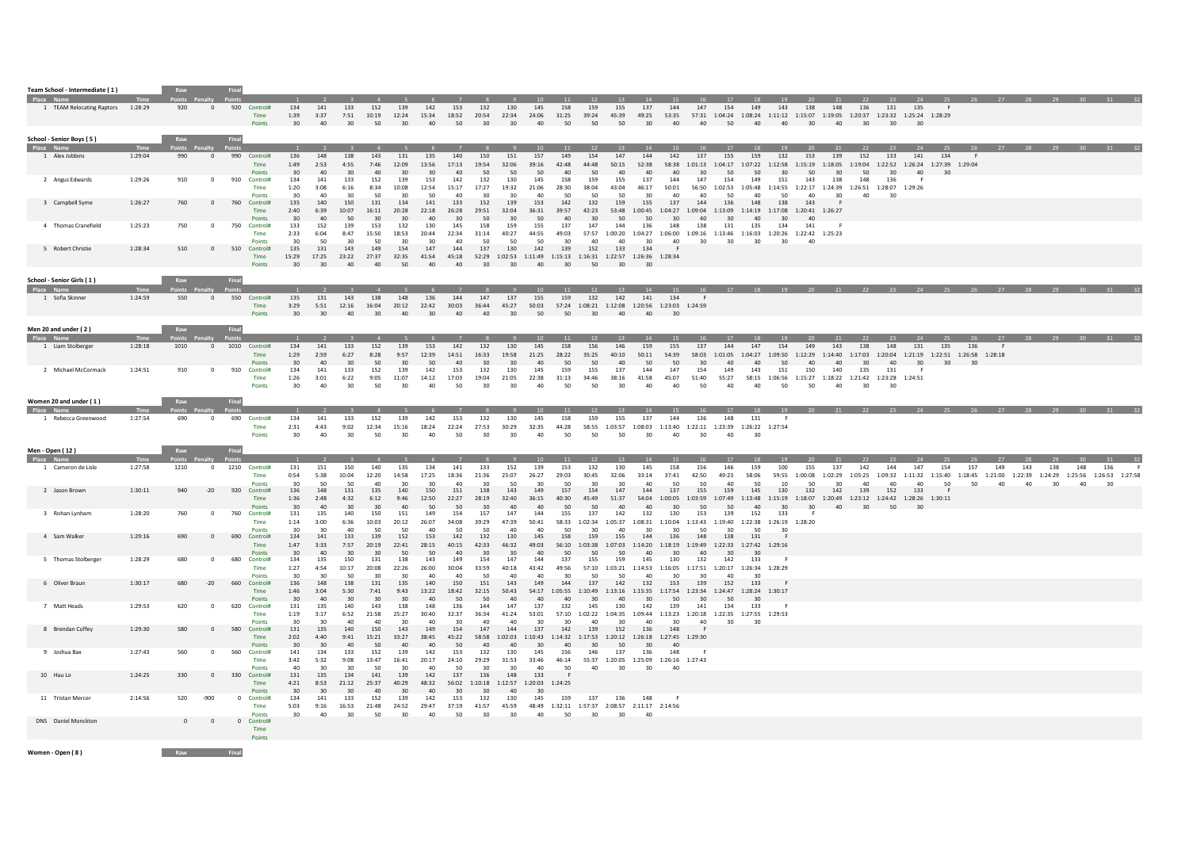## Team School - Intermediate ( 1 )

| Place | Name | Time | Raw Points | Penalty | Final Points | | 1 | 2 | 3 | 4 | 5 | 6 | 7 | 8 | 9 | 10 | 11 | 12 | 13 | 14 | 15 | 16 | 17 | 18 | 19 | 20 | 21 | 22 | 23 | 24 | 25 | 26 | 27 | 28 | 29 | 30 | 31 | 32 |
|---|---|---|---|---|---|---|---|---|---|---|---|---|---|---|---|---|---|---|---|---|---|---|---|---|---|---|---|---|---|---|---|---|---|---|---|---|---|---|
| 1 | TEAM Relocating Raptors | 1:28:29 | 920 | 0 | 920 | Control# | 134 | 141 | 133 | 152 | 139 | 142 | 153 | 132 | 130 | 145 | 158 | 159 | 155 | 137 | 144 | 147 | 154 | 149 | 143 | 138 | 148 | 136 | 131 | 135 | F | | | | | | | |
| | | | | | | Time | 1:39 | 3:37 | 7:51 | 10:19 | 12:24 | 15:34 | 18:52 | 20:54 | 22:34 | 24:06 | 31:25 | 39:24 | 45:39 | 49:25 | 53:15 | 57:31 | 1:04:24 | 1:08:24 | 1:11:12 | 1:15:07 | 1:19:05 | 1:20:37 | 1:23:32 | 1:25:24 | 1:28:29 | | | | | | | |
| | | | | | | Points | 30 | 40 | 30 | 50 | 30 | 40 | 50 | 30 | 30 | 40 | 50 | 50 | 50 | 30 | 40 | 40 | 50 | 40 | 40 | 30 | 40 | 30 | 30 | 30 | | | | | | | | |

## School - Senior Boys ( 5 )

| Place | Name | Time | Raw Points | Penalty | Final Points | | 1 | 2 | 3 | 4 | 5 | 6 | 7 | 8 | 9 | 10 | 11 | 12 | 13 | 14 | 15 | 16 | 17 | 18 | 19 | 20 | 21 | 22 | 23 | 24 | 25 | 26 | 27 | 28 | 29 | 30 | 31 | 32 |
|---|---|---|---|---|---|---|---|---|---|---|---|---|---|---|---|---|---|---|---|---|---|---|---|---|---|---|---|---|---|---|---|---|---|---|---|---|---|---|
| 1 | Alex Jobbins | 1:29:04 | 990 | 0 | 990 | Control# | 136 | 148 | 138 | 143 | 131 | 135 | 140 | 150 | 151 | 157 | 149 | 154 | 147 | 144 | 142 | 137 | 155 | 159 | 132 | 153 | 139 | 152 | 133 | 141 | 134 | F | | | | | | |
| | | | | | | Time | 1:49 | 2:53 | 4:55 | 7:46 | 12:09 | 13:56 | 17:13 | 19:54 | 32:06 | 39:16 | 42:48 | 44:48 | 50:15 | 52:38 | 58:38 | 1:01:13 | 1:04:17 | 1:07:22 | 1:12:58 | 1:15:19 | 1:18:05 | 1:19:04 | 1:22:52 | 1:26:24 | 1:27:39 | 1:29:04 | | | | | | |
| | | | | | | Points | 30 | 40 | 30 | 40 | 30 | 30 | 40 | 50 | 50 | 50 | 40 | 50 | 40 | 40 | 40 | 30 | 50 | 50 | 30 | 50 | 30 | 50 | 30 | 40 | 30 | | | | | | | |
| 2 | Angus Edwards | 1:29:26 | 910 | 0 | 910 | Control# | 134 | 141 | 133 | 152 | 139 | 153 | 142 | 132 | 130 | 145 | 158 | 159 | 155 | 137 | 144 | 147 | 154 | 149 | 151 | 143 | 138 | 148 | 136 | F | | | | | | | | |
| | | | | | | Time | 1:20 | 3:08 | 6:16 | 8:34 | 10:08 | 12:54 | 15:17 | 17:27 | 19:32 | 21:06 | 28:30 | 38:04 | 43:04 | 46:17 | 50:01 | 56:50 | 1:02:53 | 1:05:48 | 1:14:55 | 1:22:17 | 1:24:39 | 1:26:51 | 1:28:07 | 1:29:26 | | | | | | | | |
| | | | | | | Points | 30 | 40 | 30 | 50 | 30 | 50 | 40 | 30 | 30 | 40 | 50 | 50 | 50 | 30 | 40 | 40 | 50 | 40 | 50 | 40 | 30 | 40 | 30 | | | | | | | | | |
| 3 | Campbell Syme | 1:26:27 | 760 | 0 | 760 | Control# | 135 | 140 | 150 | 131 | 134 | 141 | 133 | 152 | 139 | 153 | 142 | 132 | 159 | 155 | 137 | 144 | 136 | 148 | 138 | 143 | F | | | | | | | | | | | |
| | | | | | | Time | 2:40 | 6:39 | 10:07 | 16:11 | 20:28 | 22:18 | 26:28 | 29:51 | 32:04 | 36:31 | 39:57 | 42:23 | 53:48 | 1:00:45 | 1:04:27 | 1:09:04 | 1:13:09 | 1:14:19 | 1:17:08 | 1:20:41 | 1:26:27 | | | | | | | | | | | |
| | | | | | | Points | 30 | 40 | 50 | 30 | 30 | 40 | 30 | 50 | 30 | 50 | 40 | 30 | 50 | 50 | 30 | 40 | 30 | 40 | 30 | 40 | | | | | | | | | | | | |
| 4 | Thomas Cranefield | 1:25:23 | 750 | 0 | 750 | Control# | 133 | 152 | 139 | 153 | 132 | 130 | 145 | 158 | 159 | 155 | 137 | 144 | 136 | 148 | 138 | 131 | 135 | 134 | 141 | F | | | | | | | | | | | | |
| | | | | | | Time | 2:33 | 6:04 | 8:47 | 15:50 | 18:53 | 20:44 | 22:34 | 31:14 | 40:27 | 44:55 | 49:03 | 57:57 | 1:00:20 | 1:04:27 | 1:06:00 | 1:09:16 | 1:13:46 | 1:16:03 | 1:20:26 | 1:22:42 | 1:25:23 | | | | | | | | | | | |
| | | | | | | Points | 30 | 50 | 30 | 50 | 30 | 30 | 40 | 50 | 50 | 50 | 30 | 40 | 30 | 40 | 30 | 30 | 30 | 30 | 40 | | | | | | | | | | | | | |
| 5 | Robert Christie | 1:28:34 | 510 | 0 | 510 | Control# | 135 | 131 | 143 | 149 | 154 | 147 | 144 | 137 | 130 | 142 | 139 | 152 | 133 | 134 | F | | | | | | | | | | | | | | | | | |
| | | | | | | Time | 15:29 | 17:25 | 23:22 | 27:37 | 32:35 | 41:54 | 45:18 | 52:29 | 1:02:53 | 1:11:49 | 1:15:13 | 1:16:31 | 1:22:57 | 1:26:36 | 1:28:34 | | | | | | | | | | | | | | | | | |
| | | | | | | Points | 30 | 30 | 40 | 40 | 50 | 40 | 40 | 30 | 30 | 40 | 30 | 50 | 30 | 30 | | | | | | | | | | | | | | | | | | |

## School - Senior Girls ( 1 )

| Place | Name | Time | Raw Points | Penalty | Final Points | | 1 | 2 | 3 | 4 | 5 | 6 | 7 | 8 | 9 | 10 | 11 | 12 | 13 | 14 | 15 | 16 | 17 | 18 | 19 | 20 | 21 | 22 | 23 | 24 | 25 | 26 | 27 | 28 | 29 | 30 | 31 | 32 |
|---|---|---|---|---|---|---|---|---|---|---|---|---|---|---|---|---|---|---|---|---|---|---|---|---|---|---|---|---|---|---|---|---|---|---|---|---|---|---|
| 1 | Sofia Skinner | 1:24:59 | 550 | 0 | 550 | Control# | 135 | 131 | 143 | 138 | 148 | 136 | 144 | 147 | 137 | 155 | 159 | 132 | 142 | 141 | 134 | F | | | | | | | | | | | | | | | | |
| | | | | | | Time | 3:29 | 5:51 | 12:16 | 16:04 | 20:12 | 22:42 | 30:03 | 36:44 | 45:27 | 50:03 | 57:24 | 1:08:21 | 1:12:08 | 1:20:56 | 1:23:03 | 1:24:59 | | | | | | | | | | | | | | | | |
| | | | | | | Points | 30 | 30 | 40 | 30 | 40 | 30 | 40 | 40 | 30 | 50 | 50 | 30 | 40 | 40 | 30 | | | | | | | | | | | | | | | | | |

## Men 20 and under ( 2 )

| Place | Name | Time | Raw Points | Penalty | Final Points | | 1 | 2 | 3 | 4 | 5 | 6 | 7 | 8 | 9 | 10 | 11 | 12 | 13 | 14 | 15 | 16 | 17 | 18 | 19 | 20 | 21 | 22 | 23 | 24 | 25 | 26 | 27 | 28 | 29 | 30 | 31 | 32 |
|---|---|---|---|---|---|---|---|---|---|---|---|---|---|---|---|---|---|---|---|---|---|---|---|---|---|---|---|---|---|---|---|---|---|---|---|---|---|---|
| 1 | Liam Stolberger | 1:28:18 | 1010 | 0 | 1010 | Control# | 134 | 141 | 133 | 152 | 139 | 153 | 142 | 132 | 130 | 145 | 158 | 156 | 146 | 159 | 155 | 137 | 144 | 147 | 154 | 149 | 143 | 138 | 148 | 131 | 135 | 136 | F | | | | | |
| | | | | | | Time | 1:29 | 2:59 | 6:27 | 8:28 | 9:57 | 12:39 | 14:51 | 16:33 | 19:58 | 21:25 | 28:22 | 35:25 | 40:10 | 50:11 | 54:39 | 58:03 | 1:01:05 | 1:04:27 | 1:09:50 | 1:12:29 | 1:14:40 | 1:17:03 | 1:20:04 | 1:21:19 | 1:22:51 | 1:26:58 | 1:28:18 | | | | | |
| | | | | | | Points | 30 | 40 | 30 | 50 | 30 | 50 | 40 | 30 | 30 | 40 | 50 | 50 | 40 | 50 | 50 | 30 | 40 | 40 | 50 | 40 | 40 | 30 | 40 | 30 | 30 | 30 | | | | | | |
| 2 | Michael McCormack | 1:24:51 | 910 | 0 | 910 | Control# | 134 | 141 | 133 | 152 | 139 | 142 | 153 | 132 | 130 | 145 | 159 | 155 | 137 | 144 | 147 | 154 | 149 | 143 | 151 | 150 | 140 | 135 | 131 | F | | | | | | | | |
| | | | | | | Time | 1:26 | 3:01 | 6:22 | 9:05 | 11:07 | 14:12 | 17:03 | 19:04 | 21:05 | 22:38 | 31:13 | 34:46 | 38:16 | 41:58 | 45:07 | 51:40 | 55:27 | 58:15 | 1:06:56 | 1:15:27 | 1:18:22 | 1:21:42 | 1:23:28 | 1:24:51 | | | | | | | | |
| | | | | | | Points | 30 | 40 | 30 | 50 | 30 | 40 | 50 | 30 | 30 | 40 | 50 | 50 | 30 | 40 | 40 | 50 | 40 | 40 | 50 | 50 | 40 | 30 | 30 | | | | | | | | | |

## Women 20 and under ( 1 )

| Place | Name | Time | Raw Points | Penalty | Final Points | | 1 | 2 | 3 | 4 | 5 | 6 | 7 | 8 | 9 | 10 | 11 | 12 | 13 | 14 | 15 | 16 | 17 | 18 | 19 | 20 | 21 | 22 | 23 | 24 | 25 | 26 | 27 | 28 | 29 | 30 | 31 | 32 |
|---|---|---|---|---|---|---|---|---|---|---|---|---|---|---|---|---|---|---|---|---|---|---|---|---|---|---|---|---|---|---|---|---|---|---|---|---|---|---|
| 1 | Rebecca Greenwood | 1:27:54 | 690 | 0 | 690 | Control# | 134 | 141 | 133 | 152 | 139 | 142 | 153 | 132 | 130 | 145 | 158 | 159 | 155 | 137 | 144 | 136 | 148 | 131 | F | | | | | | | | | | | | | |
| | | | | | | Time | 2:31 | 4:43 | 9:02 | 12:34 | 15:16 | 18:24 | 22:24 | 27:53 | 30:29 | 32:35 | 44:28 | 58:55 | 1:03:57 | 1:08:03 | 1:13:40 | 1:22:11 | 1:23:39 | 1:26:22 | 1:27:54 | | | | | | | | | | | | | |
| | | | | | | Points | 30 | 40 | 30 | 50 | 30 | 40 | 50 | 30 | 30 | 40 | 50 | 50 | 50 | 30 | 40 | 30 | 40 | 30 | | | | | | | | | | | | | | |

## Men - Open ( 12 )

| Place | Name | Time | Raw Points | Penalty | Final Points | | 1 | 2 | 3 | 4 | 5 | 6 | 7 | 8 | 9 | 10 | 11 | 12 | 13 | 14 | 15 | 16 | 17 | 18 | 19 | 20 | 21 | 22 | 23 | 24 | 25 | 26 | 27 | 28 | 29 | 30 | 31 | 32 |
|---|---|---|---|---|---|---|---|---|---|---|---|---|---|---|---|---|---|---|---|---|---|---|---|---|---|---|---|---|---|---|---|---|---|---|---|---|---|---|
| 1 | Cameron de Lisle | 1:27:58 | 1210 | 0 | 1210 | Control# | 131 | 151 | 150 | 140 | 135 | 134 | 141 | 133 | 152 | 139 | 153 | 132 | 130 | 145 | 158 | 156 | 146 | 159 | 100 | 155 | 137 | 142 | 144 | 147 | 154 | 157 | 149 | 143 | 138 | 148 | 136 | F |
| | | | | | | Time | 0:54 | 5:38 | 10:04 | 12:20 | 14:58 | 17:25 | 18:36 | 21:36 | 25:07 | 26:27 | 29:03 | 30:45 | 32:06 | 33:14 | 37:41 | 42:50 | 49:23 | 58:06 | 59:55 | 1:00:08 | 1:02:29 | 1:05:25 | 1:09:32 | 1:11:32 | 1:15:40 | 1:18:45 | 1:21:00 | 1:22:39 | 1:24:29 | 1:25:56 | 1:26:53 | 1:27:58 |
| | | | | | | Points | 30 | 50 | 50 | 40 | 30 | 30 | 40 | 30 | 50 | 30 | 50 | 30 | 30 | 40 | 50 | 50 | 40 | 50 | 10 | 50 | 30 | 40 | 40 | 40 | 50 | 50 | 40 | 40 | 30 | 40 | 30 | |
| 2 | Jason Brown | 1:30:11 | 940 | -20 | 920 | Control# | 136 | 148 | 131 | 135 | 140 | 150 | 151 | 138 | 143 | 149 | 157 | 154 | 147 | 144 | 137 | 155 | 159 | 145 | 130 | 132 | 142 | 139 | 152 | 133 | F | | | | | | | |
| | | | | | | Time | 1:36 | 2:48 | 4:32 | 6:12 | 9:46 | 12:50 | 22:27 | 28:19 | 32:40 | 36:15 | 40:30 | 45:49 | 51:37 | 54:04 | 1:00:05 | 1:03:59 | 1:07:49 | 1:13:48 | 1:15:19 | 1:18:07 | 1:20:49 | 1:23:12 | 1:24:42 | 1:28:26 | 1:30:11 | | | | | | | |
| | | | | | | Points | 30 | 40 | 30 | 30 | 40 | 50 | 50 | 30 | 40 | 40 | 50 | 50 | 40 | 40 | 30 | 50 | 50 | 40 | 30 | 30 | 40 | 30 | 50 | 30 | | | | | | | | |
| 3 | Rohan Lynham | 1:28:20 | 760 | 0 | 760 | Control# | 131 | 135 | 140 | 150 | 151 | 149 | 154 | 157 | 147 | 144 | 155 | 137 | 142 | 132 | 130 | 153 | 139 | 152 | 133 | F | | | | | | | | | | | | |
| | | | | | | Time | 1:14 | 3:00 | 6:36 | 10:03 | 20:12 | 26:07 | 34:08 | 39:29 | 47:39 | 50:41 | 58:33 | 1:02:34 | 1:05:37 | 1:08:31 | 1:10:04 | 1:13:43 | 1:19:40 | 1:22:38 | 1:26:19 | 1:28:20 | | | | | | | | | | | | |
| | | | | | | Points | 30 | 30 | 40 | 50 | 50 | 40 | 50 | 50 | 40 | 40 | 50 | 30 | 40 | 30 | 30 | 50 | 30 | 50 | 30 | | | | | | | | | | | | | |
| 4 | Sam Walker | 1:29:16 | 690 | 0 | 690 | Control# | 134 | 141 | 133 | 139 | 152 | 153 | 142 | 132 | 130 | 145 | 158 | 159 | 155 | 144 | 136 | 148 | 138 | 131 | F | | | | | | | | | | | | | |
| | | | | | | Time | 1:47 | 3:33 | 7:57 | 20:19 | 22:41 | 28:15 | 40:15 | 42:33 | 46:32 | 49:03 | 56:10 | 1:03:38 | 1:07:03 | 1:14:20 | 1:18:19 | 1:19:49 | 1:22:33 | 1:27:42 | 1:29:16 | | | | | | | | | | | | | |
| | | | | | | Points | 30 | 40 | 30 | 30 | 50 | 50 | 40 | 30 | 30 | 40 | 50 | 50 | 50 | 40 | 30 | 40 | 30 | 30 | | | | | | | | | | | | | | |
| 5 | Thomas Stolberger | 1:28:29 | 680 | 0 | 680 | Control# | 134 | 135 | 150 | 131 | 138 | 143 | 149 | 154 | 147 | 144 | 137 | 155 | 159 | 145 | 130 | 132 | 142 | 133 | F | | | | | | | | | | | | | |
| | | | | | | Time | 1:27 | 4:54 | 10:17 | 20:08 | 22:26 | 26:00 | 30:04 | 33:59 | 40:18 | 43:42 | 49:56 | 57:10 | 1:03:21 | 1:14:53 | 1:16:05 | 1:17:51 | 1:20:17 | 1:26:34 | 1:28:29 | | | | | | | | | | | | | |
| | | | | | | Points | 30 | 30 | 50 | 30 | 30 | 40 | 40 | 50 | 40 | 40 | 30 | 50 | 50 | 40 | 30 | 30 | 40 | 30 | | | | | | | | | | | | | | |
| 6 | Oliver Braun | 1:30:17 | 680 | -20 | 660 | Control# | 136 | 148 | 138 | 131 | 135 | 140 | 150 | 151 | 143 | 149 | 144 | 137 | 142 | 132 | 153 | 139 | 152 | 133 | F | | | | | | | | | | | | | |
| | | | | | | Time | 1:46 | 3:04 | 5:30 | 7:41 | 9:43 | 13:22 | 18:42 | 32:15 | 50:43 | 54:17 | 1:05:55 | 1:10:49 | 1:13:16 | 1:15:35 | 1:17:54 | 1:23:34 | 1:24:47 | 1:28:24 | 1:30:17 | | | | | | | | | | | | | |
| | | | | | | Points | 30 | 40 | 30 | 30 | 30 | 40 | 50 | 50 | 40 | 40 | 40 | 30 | 40 | 30 | 50 | 30 | 50 | 30 | | | | | | | | | | | | | | |
| 7 | Matt Heads | 1:29:53 | 620 | 0 | 620 | Control# | 131 | 135 | 140 | 143 | 138 | 148 | 136 | 144 | 147 | 137 | 132 | 145 | 130 | 142 | 139 | 141 | 134 | 133 | F | | | | | | | | | | | | | |
| | | | | | | Time | 1:19 | 3:17 | 6:52 | 21:58 | 25:27 | 30:40 | 32:37 | 36:34 | 41:24 | 53:01 | 57:10 | 1:02:22 | 1:04:35 | 1:09:44 | 1:13:23 | 1:20:18 | 1:22:35 | 1:27:55 | 1:29:53 | | | | | | | | | | | | | |
| | | | | | | Points | 30 | 30 | 40 | 40 | 30 | 40 | 30 | 40 | 40 | 30 | 30 | 40 | 30 | 40 | 30 | 40 | 30 | 30 | | | | | | | | | | | | | | |
| 8 | Brendan Coffey | 1:29:30 | 580 | 0 | 580 | Control# | 131 | 135 | 140 | 150 | 143 | 149 | 154 | 147 | 144 | 137 | 142 | 139 | 152 | 136 | 148 | F | | | | | | | | | | | | | | | | |
| | | | | | | Time | 2:02 | 4:40 | 9:41 | 15:21 | 33:27 | 38:45 | 45:22 | 58:58 | 1:02:03 | 1:10:43 | 1:14:32 | 1:17:53 | 1:20:12 | 1:26:18 | 1:27:45 | 1:29:30 | | | | | | | | | | | | | | | | |
| | | | | | | Points | 30 | 30 | 40 | 50 | 40 | 40 | 50 | 40 | 40 | 30 | 40 | 30 | 50 | 30 | 40 | | | | | | | | | | | | | | | | | |
| 9 | Joshua Bax | 1:27:43 | 560 | 0 | 560 | Control# | 141 | 134 | 133 | 152 | 139 | 142 | 153 | 132 | 130 | 145 | 156 | 146 | 137 | 136 | 148 | F | | | | | | | | | | | | | | | | |
| | | | | | | Time | 3:42 | 5:32 | 9:08 | 13:47 | 16:41 | 20:17 | 24:10 | 29:29 | 31:53 | 33:46 | 46:14 | 55:37 | 1:20:05 | 1:25:09 | 1:26:16 | 1:27:43 | | | | | | | | | | | | | | | | |
| | | | | | | Points | 40 | 30 | 30 | 50 | 30 | 40 | 50 | 30 | 30 | 40 | 50 | 40 | 30 | 30 | 40 | | | | | | | | | | | | | | | | | |
| 10 | Hau Lo | 1:24:25 | 330 | 0 | 330 | Control# | 131 | 135 | 134 | 141 | 139 | 142 | 137 | 136 | 148 | 133 | F | | | | | | | | | | | | | | | | | | | | | |
| | | | | | | Time | 4:21 | 8:53 | 21:12 | 25:37 | 40:29 | 48:32 | 56:02 | 1:10:18 | 1:12:57 | 1:20:03 | 1:24:25 | | | | | | | | | | | | | | | | | | | | | |
| | | | | | | Points | 30 | 30 | 30 | 40 | 30 | 40 | 30 | 30 | 40 | 30 | | | | | | | | | | | | | | | | | | | | | | |
| 11 | Tristan Mercer | 2:14:56 | 520 | -900 | 0 | Control# | 134 | 141 | 133 | 152 | 139 | 142 | 153 | 132 | 130 | 145 | 159 | 137 | 136 | 148 | F | | | | | | | | | | | | | | | | | |
| | | | | | | Time | 5:03 | 9:16 | 16:53 | 21:48 | 24:52 | 29:47 | 37:19 | 41:57 | 45:59 | 48:49 | 1:32:11 | 1:57:37 | 2:08:57 | 2:11:17 | 2:14:56 | | | | | | | | | | | | | | | | | |
| | | | | | | Points | 30 | 40 | 30 | 50 | 30 | 40 | 50 | 30 | 30 | 40 | 50 | 30 | 30 | 40 | | | | | | | | | | | | | | | | | | |
| DNS | Daniel Monckton | | 0 | 0 | 0 | Control# | | | | | | | | | | | | | | | | | | | | | | | | | | | | | | | | |
| | | | | | | Time | | | | | | | | | | | | | | | | | | | | | | | | | | | | | | | | |
| | | | | | | Points | | | | | | | | | | | | | | | | | | | | | | | | | | | | | | | | |

## Women - Open ( 8 )

| | | | Raw | | Final |
|---|---|---|---|---|---|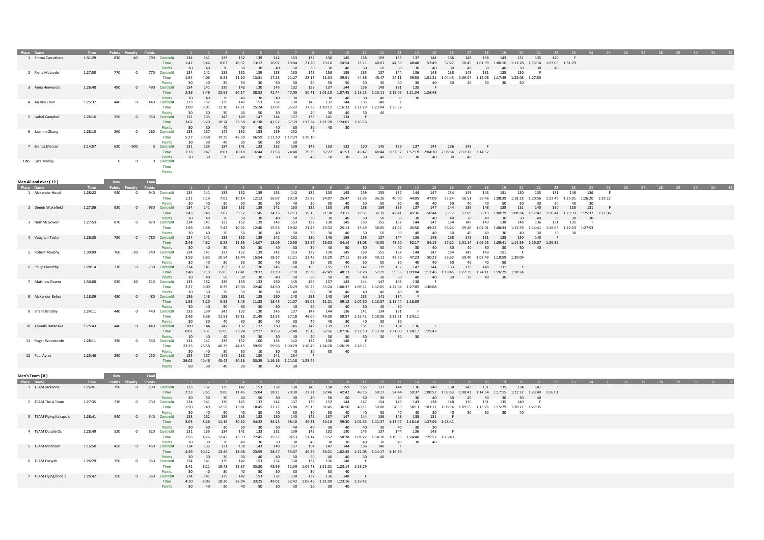| Place | Name | Time | Points | Penalty | Points | | 1 | 2 | 3 | 4 | 5 | 6 | 7 | 8 | 9 | 10 | 11 | 12 | 13 | 14 | 15 | 16 | 17 | 18 | 19 | 20 | 21 | 22 | 23 | 24 | 25 | 26 | 27 | 28 | 29 | 30 | 31 | 32 |
|---|---|---|---|---|---|---|---|---|---|---|---|---|---|---|---|---|---|---|---|---|---|---|---|---|---|---|---|---|---|---|---|---|---|---|---|---|---|---|
| 1 | Emma Carruthers | 1:31:29 | 830 | -40 | 790 | Control# | 134 | 141 | 133 | 152 | 139 | 142 | 153 | 132 | 130 | 145 | 158 | 159 | 155 | 137 | 144 | 136 | 148 | 138 | 143 | 131 | 135 | 140 | F | | | | | | | | | |
| | | | | | | Time | 1:42 | 3:46 | 8:03 | 10:57 | 13:12 | 16:07 | 19:04 | 21:20 | 23:10 | 24:54 | 33:11 | 40:01 | 44:30 | 48:48 | 52:49 | 57:27 | 58:45 | 1:01:39 | 1:06:10 | 1:12:28 | 1:15:14 | 1:23:05 | 1:31:29 | | | | | | | | | |
| | | | | | | Points | 30 | 40 | 30 | 50 | 30 | 40 | 50 | 30 | 30 | 40 | 50 | 50 | 50 | 30 | 40 | 30 | 40 | 30 | 40 | 30 | 30 | 40 | | | | | | | | | | |
| 2 | Fiona Mcbryde | 1:27:50 | 770 | 0 | 770 | Control# | 134 | 141 | 133 | 152 | 139 | 153 | 130 | 145 | 158 | 159 | 155 | 137 | 144 | 136 | 148 | 138 | 143 | 131 | 135 | 150 | F | | | | | | | | | | | |
| | | | | | | Time | 1:54 | 4:06 | 8:21 | 11:20 | 13:31 | 17:23 | 21:27 | 23:17 | 31:04 | 39:51 | 44:36 | 48:47 | 54:11 | 59:55 | 1:01:31 | 1:04:45 | 1:09:07 | 1:15:08 | 1:17:49 | 1:22:08 | 1:27:50 | | | | | | | | | | | |
| | | | | | | Points | 30 | 40 | 30 | 50 | 30 | 50 | 30 | 40 | 50 | 50 | 50 | 30 | 40 | 30 | 40 | 30 | 40 | 30 | 30 | 50 | | | | | | | | | | | | |
| 3 | Anna Henwood | 1:26:48 | 490 | 0 | 490 | Control# | 134 | 141 | 139 | 142 | 130 | 145 | 132 | 153 | 137 | 144 | 136 | 148 | 131 | 135 | F | | | | | | | | | | | | | | | | | |
| | | | | | | Time | 2:36 | 5:46 | 23:51 | 30:17 | 38:52 | 42:44 | 47:00 | 50:41 | 1:01:19 | 1:07:45 | 1:13:13 | 1:15:11 | 1:19:06 | 1:21:34 | 1:26:48 | | | | | | | | | | | | | | | | | |
| | | | | | | Points | 30 | 40 | 30 | 40 | 30 | 40 | 30 | 50 | 30 | 40 | 30 | 40 | 30 | 30 | | | | | | | | | | | | | | | | | | |
| 4 | An Ran Chen | 1:25:37 | 440 | 0 | 440 | Control# | 133 | 152 | 139 | 142 | 153 | 132 | 130 | 145 | 137 | 144 | 136 | 148 | F | | | | | | | | | | | | | | | | | | | |
| | | | | | | Time | 3:09 | 8:01 | 11:10 | 17:21 | 25:24 | 33:07 | 35:22 | 37:38 | 1:10:12 | 1:16:33 | 1:21:29 | 1:23:04 | 1:25:37 | | | | | | | | | | | | | | | | | | | |
| | | | | | | Points | 30 | 50 | 30 | 40 | 50 | 30 | 30 | 40 | 30 | 40 | 30 | 40 | | | | | | | | | | | | | | | | | | | | |
| 5 | Isobel Campbell | 1:26:16 | 350 | 0 | 350 | Control# | 131 | 135 | 143 | 149 | 147 | 144 | 137 | 139 | 141 | 134 | F | | | | | | | | | | | | | | | | | | | | | |
| | | | | | | Time | 3:02 | 6:20 | 18:34 | 23:58 | 41:38 | 47:52 | 57:39 | 1:13:34 | 1:21:28 | 1:24:01 | 1:26:16 | | | | | | | | | | | | | | | | | | | | | |
| | | | | | | Points | 30 | 30 | 40 | 40 | 40 | 40 | 30 | 30 | 40 | 30 | | | | | | | | | | | | | | | | | | | | | | |
| 6 | Jasmine Zhang | 1:28:10 | 260 | 0 | 260 | Control# | 133 | 137 | 142 | 132 | 153 | 139 | 152 | F | | | | | | | | | | | | | | | | | | | | | | | | |
| | | | | | | Time | 5:27 | 30:58 | 39:39 | 46:50 | 56:59 | 1:12:10 | 1:17:29 | 1:28:10 | | | | | | | | | | | | | | | | | | | | | | | | |
| | | | | | | Points | 30 | 30 | 40 | 30 | 50 | 30 | 50 | | | | | | | | | | | | | | | | | | | | | | | | | |
| 7 | Bianca Mercer | 2:14:57 | 620 | -900 | 0 | Control# | 131 | 135 | 134 | 141 | 133 | 152 | 139 | 142 | 153 | 132 | 130 | 145 | 159 | 137 | 144 | 136 | 148 | F | | | | | | | | | | | | | | |
| | | | | | | Time | 1:33 | 3:47 | 8:01 | 10:18 | 16:44 | 21:53 | 24:48 | 29:39 | 37:22 | 41:53 | 45:47 | 48:44 | 1:32:57 | 1:57:19 | 2:04:20 | 2:08:54 | 2:11:12 | 2:14:57 | | | | | | | | | | | | | | |
| | | | | | | Points | 30 | 30 | 30 | 40 | 30 | 50 | 30 | 40 | 50 | 30 | 30 | 40 | 50 | 30 | 40 | 30 | 40 | | | | | | | | | | | | | | | |
| DNS | Lara Molloy | | 0 | 0 | 0 | Control# | | | | | | | | | | | | | | | | | | | | | | | | | | | | | | | | |
| | | | | | | Time | | | | | | | | | | | | | | | | | | | | | | | | | | | | | | | | |
| | | | | | | Points | | | | | | | | | | | | | | | | | | | | | | | | | | | | | | | | |

## Men 40 and over ( 12 )

| Place | Name | Time | Raw Points | Penalty | Final Points | | 1 | 2 | 3 | 4 | 5 | 6 | 7 | 8 | 9 | 10 | 11 | 12 | 13 | 14 | 15 | 16 | 17 | 18 | 19 | 20 | 21 | 22 | 23 | 24 | 25 | 26 | 27 | 28 | 29 | 30 | 31 | 32 |
|---|---|---|---|---|---|---|---|---|---|---|---|---|---|---|---|---|---|---|---|---|---|---|---|---|---|---|---|---|---|---|---|---|---|---|---|---|---|---|
| 1 | Alexander Hood | 1:28:22 | 940 | 0 | 940 | Control# | 134 | 141 | 133 | 152 | 139 | 153 | 142 | 132 | 130 | 145 | 159 | 155 | 137 | 144 | 147 | 154 | 149 | 143 | 151 | 150 | 135 | 131 | 148 | 136 | F | | | | | | | |
| | | | | | | Time | 1:31 | 3:19 | 7:02 | 10:14 | 12:13 | 16:07 | 19:19 | 22:22 | 24:07 | 25:47 | 32:35 | 36:26 | 40:00 | 44:05 | 47:09 | 53:24 | 56:51 | 59:46 | 1:08:39 | 1:18:18 | 1:20:56 | 1:22:49 | 1:25:01 | 1:26:20 | 1:28:22 | | | | | | | |
| | | | | | | Points | 30 | 40 | 30 | 50 | 30 | 50 | 40 | 30 | 30 | 40 | 50 | 50 | 30 | 40 | 40 | 50 | 40 | 40 | 50 | 50 | 30 | 30 | 40 | 30 | | | | | | | | |
| 2 | Dennis Wakefield | 1:27:06 | 930 | 0 | 930 | Control# | 134 | 141 | 133 | 152 | 139 | 142 | 153 | 132 | 130 | 145 | 158 | 159 | 155 | 137 | 147 | 144 | 136 | 148 | 138 | 151 | 140 | 150 | 135 | 131 | F | | | | | | | |
| | | | | | | Time | 1:43 | 3:45 | 7:07 | 9:52 | 11:45 | 14:15 | 17:13 | 19:15 | 21:38 | 23:11 | 29:31 | 36:39 | 42:41 | 45:36 | 50:44 | 53:17 | 57:09 | 58:19 | 1:00:29 | 1:08:34 | 1:17:42 | 1:20:44 | 1:23:33 | 1:25:32 | 1:27:06 | | | | | | | |
| | | | | | | Points | 30 | 40 | 30 | 50 | 30 | 40 | 50 | 30 | 30 | 40 | 50 | 50 | 50 | 30 | 40 | 40 | 30 | 40 | 30 | 50 | 40 | 50 | 30 | 30 | | | | | | | | |
| 3 | Neill McGowan | 1:27:53 | 870 | 0 | 870 | Control# | 134 | 141 | 133 | 152 | 139 | 142 | 153 | 132 | 130 | 145 | 159 | 155 | 137 | 144 | 147 | 154 | 149 | 143 | 138 | 148 | 136 | 131 | 135 | F | | | | | | | | |
| | | | | | | Time | 1:56 | 3:58 | 7:43 | 10:32 | 12:40 | 15:55 | 19:02 | 21:43 | 23:32 | 25:13 | 33:49 | 38:05 | 41:47 | 45:50 | 49:22 | 56:24 | 59:46 | 1:04:01 | 1:08:33 | 1:12:59 | 1:14:41 | 1:19:08 | 1:22:53 | 1:27:53 | | | | | | | | |
| | | | | | | Points | 30 | 40 | 30 | 50 | 30 | 40 | 50 | 30 | 30 | 40 | 50 | 50 | 30 | 40 | 40 | 50 | 40 | 40 | 30 | 40 | 30 | 30 | 30 | | | | | | | | | |
| 4 | Vaughan Taylor | 1:26:35 | 780 | 0 | 780 | Control# | 134 | 141 | 133 | 152 | 139 | 142 | 132 | 130 | 145 | 159 | 155 | 137 | 144 | 136 | 148 | 138 | 143 | 131 | 135 | 150 | 140 | F | | | | | | | | | | |
| | | | | | | Time | 2:46 | 4:52 | 8:25 | 11:55 | 14:07 | 18:09 | 20:58 | 22:57 | 25:02 | 34:14 | 38:08 | 43:55 | 48:20 | 52:17 | 54:15 | 57:22 | 1:01:14 | 1:06:25 | 1:09:41 | 1:14:59 | 1:19:07 | 1:26:35 | | | | | | | | | | |
| | | | | | | Points | 30 | 40 | 30 | 50 | 30 | 40 | 30 | 30 | 40 | 50 | 50 | 30 | 40 | 30 | 40 | 30 | 40 | 30 | 30 | 50 | 40 | | | | | | | | | | | |
| 5 | Robert Murphy | 1:30:09 | 760 | -20 | 740 | Control# | 134 | 141 | 133 | 152 | 139 | 142 | 153 | 132 | 130 | 145 | 159 | 155 | 137 | 144 | 147 | 154 | 149 | 143 | 151 | F | | | | | | | | | | | | |
| | | | | | | Time | 3:59 | 5:53 | 10:54 | 13:44 | 15:54 | 18:37 | 21:21 | 23:43 | 25:29 | 27:11 | 36:38 | 40:11 | 43:39 | 47:23 | 50:23 | 56:33 | 59:40 | 1:02:49 | 1:18:59 | 1:30:09 | | | | | | | | | | | | |
| | | | | | | Points | 30 | 40 | 30 | 50 | 30 | 40 | 50 | 30 | 30 | 40 | 50 | 50 | 30 | 40 | 40 | 50 | 40 | 40 | 50 | | | | | | | | | | | | | |
| 6 | Philip Elworthy | 1:28:14 | 730 | 0 | 730 | Control# | 134 | 141 | 153 | 132 | 130 | 145 | 158 | 159 | 155 | 137 | 142 | 139 | 152 | 147 | 144 | 133 | 136 | 148 | 131 | F | | | | | | | | | | | | |
| | | | | | | Time | 2:48 | 5:19 | 15:05 | 17:41 | 19:37 | 21:19 | 31:10 | 39:30 | 42:49 | 48:13 | 51:28 | 57:29 | 59:56 | 1:09:04 | 1:11:46 | 1:18:45 | 1:22:39 | 1:24:11 | 1:26:29 | 1:28:14 | | | | | | | | | | | | |
| | | | | | | Points | 30 | 40 | 50 | 30 | 30 | 40 | 50 | 50 | 50 | 30 | 40 | 30 | 50 | 40 | 40 | 30 | 30 | 40 | 30 | | | | | | | | | | | | | |
| 7 | Matthew Downs | 1:30:08 | 530 | -20 | 510 | Control# | 133 | 152 | 139 | 153 | 132 | 130 | 145 | 155 | 137 | 142 | 144 | 147 | 143 | 138 | F | | | | | | | | | | | | | | | | | |
| | | | | | | Time | 2:27 | 6:09 | 8:39 | 15:30 | 22:40 | 24:50 | 26:29 | 50:26 | 55:24 | 1:00:37 | 1:09:11 | 1:12:05 | 1:22:04 | 1:27:05 | 1:30:08 | | | | | | | | | | | | | | | | | |
| | | | | | | Points | 30 | 50 | 30 | 50 | 30 | 30 | 40 | 50 | 30 | 40 | 40 | 40 | 40 | 30 | | | | | | | | | | | | | | | | | | |
| 8 | Alexander Behse | 1:18:39 | 480 | 0 | 480 | Control# | 136 | 148 | 138 | 131 | 135 | 150 | 140 | 151 | 143 | 144 | 133 | 141 | 134 | F | | | | | | | | | | | | | | | | | | |
| | | | | | | Time | 1:55 | 3:20 | 5:52 | 8:45 | 11:28 | 16:45 | 21:07 | 35:05 | 51:21 | 59:12 | 1:07:30 | 1:13:37 | 1:15:44 | 1:18:39 | | | | | | | | | | | | | | | | | | |
| | | | | | | Points | 30 | 40 | 30 | 30 | 30 | 50 | 40 | 50 | 40 | 40 | 30 | 40 | 30 | | | | | | | | | | | | | | | | | | | |
| 9 | Shane Bradley | 1:24:11 | 440 | 0 | 440 | Control# | 133 | 139 | 142 | 132 | 130 | 145 | 137 | 147 | 144 | 136 | 141 | 134 | 131 | F | | | | | | | | | | | | | | | | | | |
| | | | | | | Time | 2:46 | 8:36 | 11:51 | 19:11 | 21:49 | 23:55 | 37:18 | 46:00 | 49:30 | 58:57 | 1:15:42 | 1:18:08 | 1:22:21 | 1:24:11 | | | | | | | | | | | | | | | | | | |
| | | | | | | Points | 30 | 30 | 40 | 30 | 30 | 40 | 30 | 40 | 40 | 30 | 40 | 30 | 30 | | | | | | | | | | | | | | | | | | | |
| 10 | Takaaki Hatanaka | 1:25:43 | 440 | 0 | 440 | Control# | 100 | 144 | 147 | 137 | 132 | 130 | 145 | 142 | 139 | 133 | 131 | 135 | 134 | 136 | F | | | | | | | | | | | | | | | | | |
| | | | | | | Time | 0:01 | 8:31 | 15:09 | 23:24 | 27:27 | 30:53 | 32:48 | 39:18 | 52:56 | 1:07:36 | 1:11:10 | 1:13:28 | 1:21:00 | 1:24:12 | 1:25:43 | | | | | | | | | | | | | | | | | |
| | | | | | | Points | 10 | 40 | 40 | 30 | 30 | 30 | 40 | 40 | 30 | 30 | 30 | 30 | 30 | 30 | | | | | | | | | | | | | | | | | | |
| 11 | Roger Woodroofe | 1:28:11 | 330 | 0 | 330 | Control# | 134 | 141 | 139 | 152 | 100 | 133 | 142 | 137 | 136 | 148 | F | | | | | | | | | | | | | | | | | | | | | |
| | | | | | | Time | 22:25 | 26:58 | 40:39 | 44:15 | 59:55 | 59:56 | 1:00:29 | 1:10:46 | 1:24:28 | 1:26:19 | 1:28:11 | | | | | | | | | | | | | | | | | | | | | |
| | | | | | | Points | 30 | 40 | 30 | 50 | 10 | 30 | 40 | 30 | 30 | 40 | | | | | | | | | | | | | | | | | | | | | | |
| 12 | Paul Ayres | 1:23:46 | 250 | 0 | 250 | Control# | 155 | 137 | 142 | 132 | 130 | 141 | 134 | F | | | | | | | | | | | | | | | | | | | | | | | | |
| | | | | | | Time | 26:02 | 40:46 | 45:42 | 50:16 | 53:29 | 1:16:16 | 1:21:18 | 1:23:46 | | | | | | | | | | | | | | | | | | | | | | | | |
| | | | | | | Points | 50 | 30 | 40 | 30 | 30 | 40 | 30 | | | | | | | | | | | | | | | | | | | | | | | | | |

## Men's Team ( 8 )

| Place | Name | Time | Raw Points | Penalty | Final Points | | 1 | 2 | 3 | 4 | 5 | 6 | 7 | 8 | 9 | 10 | 11 | 12 | 13 | 14 | 15 | 16 | 17 | 18 | 19 | 20 | 21 | 22 | 23 | 24 | 25 | 26 | 27 | 28 | 29 | 30 | 31 | 32 |
|---|---|---|---|---|---|---|---|---|---|---|---|---|---|---|---|---|---|---|---|---|---|---|---|---|---|---|---|---|---|---|---|---|---|---|---|---|---|---|
| 1 | TEAM Jacksonz | 1:26:01 | 790 | 0 | 790 | Control# | 133 | 152 | 139 | 142 | 153 | 132 | 130 | 145 | 158 | 159 | 155 | 137 | 144 | 136 | 148 | 138 | 143 | 131 | 135 | 134 | 141 | F | | | | | | | | | | |
| | | | | | | Time | 2:23 | 5:51 | 9:00 | 11:45 | 15:04 | 18:21 | 20:30 | 22:21 | 32:46 | 42:42 | 46:15 | 50:27 | 54:44 | 59:37 | 1:00:57 | 1:03:53 | 1:08:42 | 1:14:54 | 1:17:15 | 1:21:37 | 1:23:40 | 1:26:01 | | | | | | | | | | |
| | | | | | | Points | 30 | 50 | 30 | 40 | 50 | 30 | 30 | 40 | 50 | 50 | 50 | 30 | 40 | 30 | 40 | 30 | 40 | 30 | 30 | 30 | 40 | | | | | | | | | | | |
| 2 | TEAM The A Team | 1:27:35 | 730 | 0 | 730 | Control# | 134 | 141 | 130 | 145 | 132 | 142 | 137 | 139 | 152 | 144 | 147 | 154 | 149 | 143 | 148 | 136 | 131 | 135 | 140 | F | | | | | | | | | | | | |
| | | | | | | Time | 1:50 | 3:49 | 12:58 | 15:01 | 18:45 | 21:27 | 25:08 | 29:13 | 31:45 | 36:50 | 40:11 | 50:08 | 54:53 | 58:13 | 1:03:11 | 1:08:14 | 1:09:55 | 1:13:26 | 1:15:29 | 1:20:21 | 1:27:35 | | | | | | | | | | | |
| | | | | | | Points | 30 | 40 | 30 | 40 | 30 | 40 | 30 | 30 | 50 | 40 | 40 | 50 | 40 | 40 | 40 | 30 | 30 | 30 | 40 | | | | | | | | | | | | | |
| 3 | TEAM Flying Kakapo's | 1:28:41 | 540 | 0 | 540 | Control# | 133 | 152 | 139 | 153 | 132 | 130 | 145 | 142 | 137 | 147 | 144 | 136 | 148 | 138 | 131 | F | | | | | | | | | | | | | | | | |
| | | | | | | Time | 3:03 | 8:26 | 11:19 | 30:52 | 34:32 | 36:23 | 38:40 | 45:31 | 50:18 | 59:30 | 1:02:33 | 1:11:37 | 1:13:47 | 1:18:16 | 1:27:06 | 1:28:41 | | | | | | | | | | | | | | | | |
| | | | | | | Points | 30 | 50 | 30 | 50 | 30 | 30 | 40 | 40 | 30 | 40 | 40 | 30 | 40 | 30 | 30 | | | | | | | | | | | | | | | | | |
| 4 | TEAM Double Ds | 1:28:49 | 520 | 0 | 520 | Control# | 131 | 135 | 134 | 141 | 133 | 152 | 139 | 142 | 132 | 130 | 145 | 137 | 144 | 136 | 148 | F | | | | | | | | | | | | | | | | |
| | | | | | | Time | 1:56 | 4:26 | 12:43 | 15:33 | 22:45 | 35:37 | 38:53 | 51:14 | 55:52 | 58:38 | 1:01:22 | 1:14:10 | 1:19:55 | 1:24:40 | 1:25:52 | 1:28:49 | | | | | | | | | | | | | | | | |
| | | | | | | Points | 30 | 30 | 30 | 40 | 30 | 50 | 30 | 40 | 30 | 30 | 40 | 30 | 40 | 30 | 40 | | | | | | | | | | | | | | | | | |
| 5 | TEAM Morrison | 1:16:50 | 450 | 0 | 450 | Control# | 134 | 135 | 131 | 138 | 143 | 149 | 157 | 154 | 147 | 144 | 136 | 148 | F | | | | | | | | | | | | | | | | | | | |
| | | | | | | Time | 4:29 | 10:12 | 13:46 | 18:08 | 23:59 | 28:47 | 35:07 | 46:46 | 56:21 | 1:02:45 | 1:12:05 | 1:14:17 | 1:16:50 | | | | | | | | | | | | | | | | | | | |
| | | | | | | Points | 30 | 30 | 30 | 30 | 40 | 40 | 50 | 50 | 40 | 40 | 30 | 40 | | | | | | | | | | | | | | | | | | | | |
| 6 | TEAM Forsyth | 1:26:29 | 350 | 0 | 350 | Control# | 134 | 141 | 139 | 142 | 153 | 132 | 130 | 137 | 136 | 148 | F | | | | | | | | | | | | | | | | | | | | | |
| | | | | | | Time | 3:42 | 6:11 | 19:43 | 25:37 | 33:30 | 48:59 | 52:39 | 1:06:48 | 1:21:01 | 1:23:14 | 1:26:29 | | | | | | | | | | | | | | | | | | | | | |
| | | | | | | Points | 30 | 40 | 30 | 40 | 50 | 30 | 30 | 30 | 30 | 40 | | | | | | | | | | | | | | | | | | | | | | |
| 7 | TEAM Flying blind 1 | 1:26:42 | 350 | 0 | 350 | Control# | 134 | 141 | 139 | 142 | 153 | 132 | 130 | 137 | 136 | 148 | F | | | | | | | | | | | | | | | | | | | | | |
| | | | | | | Time | 4:10 | 8:03 | 18:30 | 26:04 | 33:25 | 49:02 | 52:42 | 1:06:46 | 1:21:09 | 1:23:16 | 1:26:42 | | | | | | | | | | | | | | | | | | | | | |
| | | | | | | Points | 30 | 40 | 30 | 40 | 50 | 30 | 30 | 30 | 30 | 40 | | | | | | | | | | | | | | | | | | | | | | |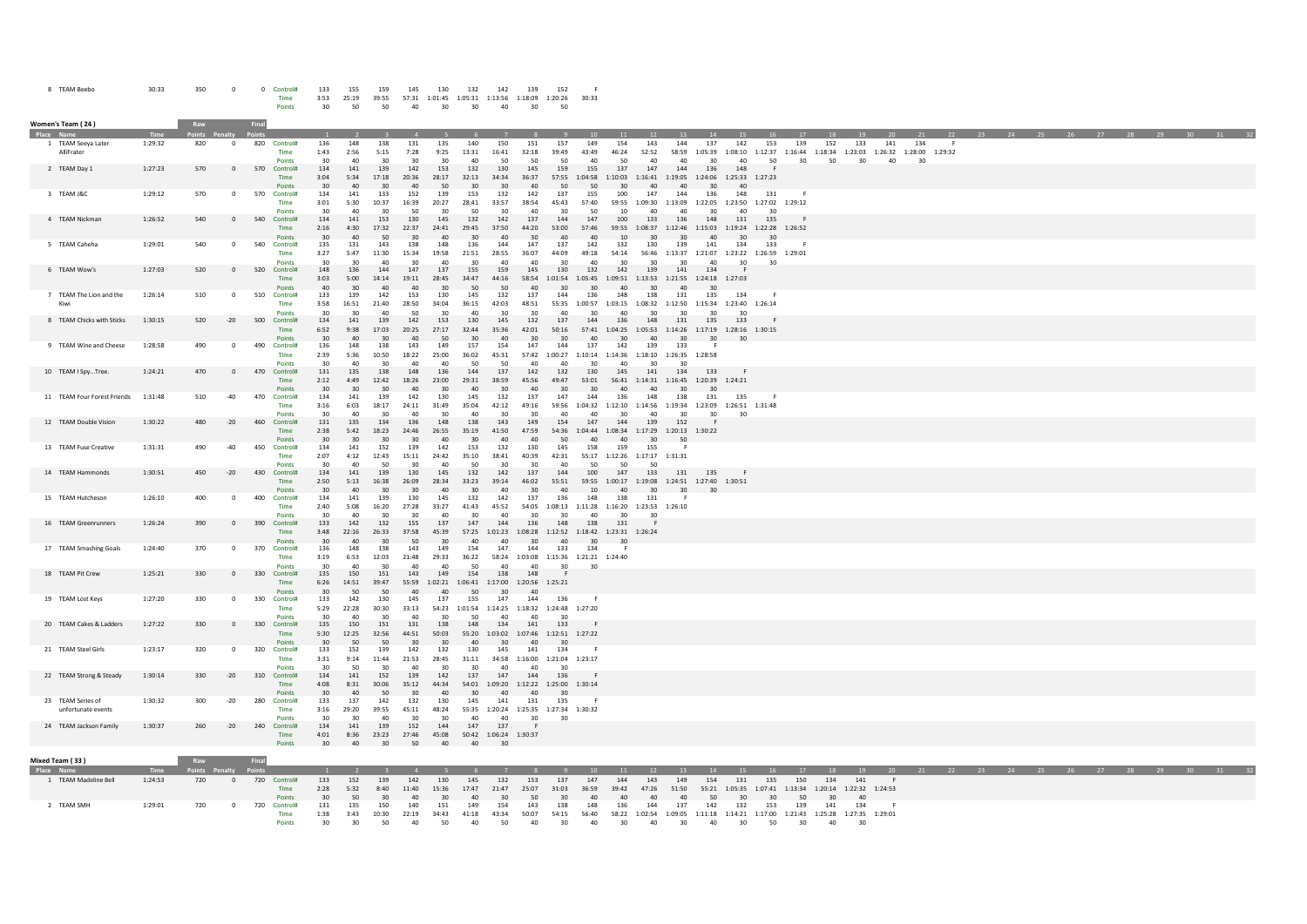| Place | Name | Time | Raw Points | Penalty | Final Points | | 1 | 2 | 3 | 4 | 5 | 6 | 7 | 8 | 9 | 10 |
|---|---|---|---|---|---|---|---|---|---|---|---|---|---|---|---|---|
| 8 | TEAM Beebo | 30:33 | 350 | 0 | 0 | Control# | 133 | 155 | 159 | 145 | 130 | 132 | 142 | 139 | 152 | F |
| | | | | | | Time | 3:53 | 25:19 | 39:55 | 57:31 | 1:01:45 | 1:05:31 | 1:13:56 | 1:18:09 | 1:20:26 | 30:33 |
| | | | | | | Points | 30 | 50 | 50 | 40 | 30 | 30 | 40 | 30 | 50 | |

## Women's Team ( 24 )

| Place | Name | Time | Raw Points | Penalty | Final Points | | 1 | 2 | 3 | 4 | 5 | 6 | 7 | 8 | 9 | 10 | 11 | 12 | 13 | 14 | 15 | 16 | 17 | 18 | 19 | 20 | 21 | 22 | 23 | 24 | 25 | 26 | 27 | 28 | 29 | 30 | 31 | 32 |
|---|---|---|---|---|---|---|---|---|---|---|---|---|---|---|---|---|---|---|---|---|---|---|---|---|---|---|---|---|---|---|---|---|---|---|---|---|---|---|
| 1 | TEAM Seeya Later AlliFrater | 1:29:32 | 820 | 0 | 820 | Control# | 136 | 148 | 138 | 131 | 135 | 140 | 150 | 151 | 157 | 149 | 154 | 143 | 144 | 137 | 142 | 153 | 139 | 152 | 133 | 141 | 134 | F |
| | | | | | | Time | 1:43 | 2:56 | 5:15 | 7:28 | 9:25 | 13:31 | 16:41 | 32:18 | 39:49 | 43:49 | 46:24 | 52:52 | 58:59 | 1:05:39 | 1:08:10 | 1:12:37 | 1:16:44 | 1:18:34 | 1:23:03 | 1:26:32 | 1:28:00 | 1:29:32 |
| | | | | | | Points | 30 | 40 | 30 | 30 | 30 | 40 | 50 | 50 | 50 | 40 | 50 | 40 | 40 | 30 | 40 | 50 | 30 | 50 | 30 | 40 | 30 |
| 2 | TEAM Day 1 | 1:27:23 | 570 | 0 | 570 | Control# | 134 | 141 | 139 | 142 | 153 | 132 | 130 | 145 | 159 | 155 | 137 | 147 | 144 | 136 | 148 | F |
| | | | | | | Time | 3:04 | 5:34 | 17:18 | 20:36 | 28:17 | 32:13 | 34:34 | 36:37 | 57:55 | 1:04:58 | 1:10:03 | 1:16:41 | 1:19:05 | 1:24:06 | 1:25:33 | 1:27:23 |
| | | | | | | Points | 30 | 40 | 30 | 40 | 50 | 30 | 30 | 40 | 50 | 50 | 30 | 40 | 40 | 30 | 40 |
| 3 | TEAM J&C | 1:29:12 | 570 | 0 | 570 | Control# | 134 | 141 | 133 | 152 | 139 | 153 | 132 | 142 | 137 | 155 | 100 | 147 | 144 | 136 | 148 | 131 | F |
| | | | | | | Time | 3:01 | 5:30 | 10:37 | 16:39 | 20:27 | 28:41 | 33:57 | 38:54 | 45:43 | 57:40 | 59:55 | 1:09:30 | 1:13:09 | 1:22:05 | 1:23:50 | 1:27:02 | 1:29:12 |
| | | | | | | Points | 30 | 40 | 30 | 50 | 30 | 50 | 30 | 40 | 30 | 50 | 10 | 40 | 40 | 30 | 40 | 30 |
| 4 | TEAM Nickman | 1:26:52 | 540 | 0 | 540 | Control# | 134 | 141 | 153 | 130 | 145 | 132 | 142 | 137 | 144 | 147 | 100 | 133 | 136 | 148 | 131 | 135 | F |
| | | | | | | Time | 2:16 | 4:30 | 17:32 | 22:37 | 24:41 | 29:45 | 37:50 | 44:20 | 53:00 | 57:46 | 59:55 | 1:08:37 | 1:12:46 | 1:15:03 | 1:19:24 | 1:22:28 | 1:26:52 |
| | | | | | | Points | 30 | 40 | 50 | 30 | 40 | 30 | 40 | 30 | 40 | 40 | 10 | 30 | 30 | 40 | 30 | 30 |
| 5 | TEAM Caheha | 1:29:01 | 540 | 0 | 540 | Control# | 135 | 131 | 143 | 138 | 148 | 136 | 144 | 147 | 137 | 142 | 132 | 130 | 139 | 141 | 134 | 133 | F |
| | | | | | | Time | 3:27 | 5:47 | 11:30 | 15:34 | 19:58 | 21:51 | 28:55 | 36:07 | 44:09 | 49:18 | 54:14 | 56:46 | 1:13:37 | 1:21:07 | 1:23:22 | 1:26:59 | 1:29:01 |
| | | | | | | Points | 30 | 30 | 40 | 30 | 40 | 30 | 40 | 40 | 30 | 40 | 30 | 30 | 30 | 40 | 30 | 30 |
| 6 | TEAM Wow's | 1:27:03 | 520 | 0 | 520 | Control# | 148 | 136 | 144 | 147 | 137 | 155 | 159 | 145 | 130 | 132 | 142 | 139 | 141 | 134 | F |
| | | | | | | Time | 3:03 | 5:00 | 14:14 | 19:11 | 28:45 | 34:47 | 44:16 | 58:54 | 1:01:54 | 1:05:45 | 1:09:51 | 1:13:53 | 1:21:55 | 1:24:18 | 1:27:03 |
| | | | | | | Points | 40 | 30 | 40 | 40 | 30 | 50 | 50 | 40 | 30 | 30 | 40 | 30 | 40 | 30 |
| 7 | TEAM The Lion and the Kiwi | 1:26:14 | 510 | 0 | 510 | Control# | 133 | 139 | 142 | 153 | 130 | 145 | 132 | 137 | 144 | 136 | 148 | 138 | 131 | 135 | 134 | F |
| | | | | | | Time | 3:58 | 16:51 | 21:40 | 28:50 | 34:04 | 36:15 | 42:03 | 48:51 | 55:35 | 1:00:57 | 1:03:15 | 1:08:32 | 1:12:50 | 1:15:34 | 1:23:40 | 1:26:14 |
| | | | | | | Points | 30 | 30 | 40 | 50 | 30 | 40 | 30 | 30 | 40 | 30 | 40 | 30 | 30 | 30 | 30 |
| 8 | TEAM Chicks with Sticks | 1:30:15 | 520 | -20 | 500 | Control# | 134 | 141 | 139 | 142 | 153 | 130 | 145 | 132 | 137 | 144 | 136 | 148 | 131 | 135 | 133 | F |
| | | | | | | Time | 6:52 | 9:38 | 17:03 | 20:25 | 27:17 | 32:44 | 35:36 | 42:01 | 50:16 | 57:41 | 1:04:25 | 1:05:53 | 1:14:26 | 1:17:19 | 1:28:16 | 1:30:15 |
| | | | | | | Points | 30 | 40 | 30 | 40 | 50 | 30 | 40 | 30 | 30 | 40 | 30 | 40 | 30 | 30 | 30 |
| 9 | TEAM Wine and Cheese | 1:28:58 | 490 | 0 | 490 | Control# | 136 | 148 | 138 | 143 | 149 | 157 | 154 | 147 | 144 | 137 | 142 | 139 | 133 | F |
| | | | | | | Time | 2:39 | 5:36 | 10:50 | 18:22 | 25:00 | 36:02 | 45:31 | 57:42 | 1:00:27 | 1:10:14 | 1:14:36 | 1:18:10 | 1:26:35 | 1:28:58 |
| | | | | | | Points | 30 | 40 | 30 | 40 | 40 | 50 | 50 | 40 | 40 | 30 | 40 | 30 | 30 |
| 10 | TEAM I Spy...Tree. | 1:24:21 | 470 | 0 | 470 | Control# | 131 | 135 | 138 | 148 | 136 | 144 | 137 | 142 | 132 | 130 | 145 | 141 | 134 | 133 | F |
| | | | | | | Time | 2:12 | 4:49 | 12:42 | 18:26 | 23:00 | 29:31 | 38:59 | 45:56 | 49:47 | 53:01 | 56:41 | 1:14:31 | 1:16:45 | 1:20:39 | 1:24:21 |
| | | | | | | Points | 30 | 30 | 30 | 40 | 30 | 40 | 30 | 40 | 30 | 30 | 40 | 40 | 30 | 30 |
| 11 | TEAM Four Forest Friends | 1:31:48 | 510 | -40 | 470 | Control# | 134 | 141 | 139 | 142 | 130 | 145 | 132 | 137 | 147 | 144 | 136 | 148 | 138 | 131 | 135 | F |
| | | | | | | Time | 3:16 | 6:03 | 18:17 | 24:11 | 31:49 | 35:04 | 42:12 | 49:16 | 59:56 | 1:04:32 | 1:12:10 | 1:14:56 | 1:19:34 | 1:23:09 | 1:26:51 | 1:31:48 |
| | | | | | | Points | 30 | 40 | 30 | 40 | 30 | 40 | 30 | 30 | 40 | 40 | 30 | 40 | 30 | 30 | 30 |
| 12 | TEAM Double Vision | 1:30:22 | 480 | -20 | 460 | Control# | 131 | 135 | 134 | 136 | 148 | 138 | 143 | 149 | 154 | 147 | 144 | 139 | 152 | F |
| | | | | | | Time | 2:38 | 5:42 | 18:23 | 24:46 | 26:55 | 35:19 | 41:50 | 47:59 | 54:36 | 1:04:44 | 1:08:34 | 1:17:29 | 1:20:13 | 1:30:22 |
| | | | | | | Points | 30 | 30 | 30 | 30 | 40 | 30 | 40 | 40 | 50 | 40 | 40 | 30 | 50 |
| 13 | TEAM Fuse Creative | 1:31:31 | 490 | -40 | 450 | Control# | 134 | 141 | 152 | 139 | 142 | 153 | 132 | 130 | 145 | 158 | 159 | 155 | F |
| | | | | | | Time | 2:07 | 4:12 | 12:43 | 15:11 | 24:42 | 35:10 | 38:41 | 40:39 | 42:31 | 55:17 | 1:12:26 | 1:17:17 | 1:31:31 |
| | | | | | | Points | 30 | 40 | 50 | 30 | 40 | 50 | 30 | 30 | 40 | 50 | 50 | 50 |
| 14 | TEAM Hammonds | 1:30:51 | 450 | -20 | 430 | Control# | 134 | 141 | 139 | 130 | 145 | 132 | 142 | 137 | 144 | 100 | 147 | 133 | 131 | 135 | F |
| | | | | | | Time | 2:50 | 5:13 | 16:38 | 26:09 | 28:34 | 33:23 | 39:14 | 46:02 | 55:51 | 59:55 | 1:00:17 | 1:19:08 | 1:24:51 | 1:27:40 | 1:30:51 |
| | | | | | | Points | 30 | 40 | 30 | 30 | 40 | 30 | 40 | 30 | 40 | 10 | 40 | 30 | 30 | 30 |
| 15 | TEAM Hutcheson | 1:26:10 | 400 | 0 | 400 | Control# | 134 | 141 | 139 | 130 | 145 | 132 | 142 | 137 | 136 | 148 | 138 | 131 | F |
| | | | | | | Time | 2:40 | 5:08 | 16:20 | 27:28 | 33:27 | 41:43 | 45:52 | 54:05 | 1:08:13 | 1:11:28 | 1:16:20 | 1:23:53 | 1:26:10 |
| | | | | | | Points | 30 | 40 | 30 | 30 | 40 | 30 | 40 | 30 | 30 | 40 | 30 | 30 |
| 16 | TEAM Greenrunners | 1:26:24 | 390 | 0 | 390 | Control# | 133 | 142 | 132 | 155 | 137 | 147 | 144 | 136 | 148 | 138 | 131 | F |
| | | | | | | Time | 3:48 | 22:16 | 26:33 | 37:58 | 45:39 | 57:25 | 1:01:23 | 1:08:28 | 1:12:52 | 1:18:42 | 1:23:31 | 1:26:24 |
| | | | | | | Points | 30 | 40 | 30 | 50 | 30 | 40 | 40 | 30 | 40 | 30 | 30 |
| 17 | TEAM Smashing Goals | 1:24:40 | 370 | 0 | 370 | Control# | 136 | 148 | 138 | 143 | 149 | 154 | 147 | 144 | 133 | 134 | F |
| | | | | | | Time | 3:19 | 6:53 | 12:03 | 21:48 | 29:33 | 36:22 | 58:24 | 1:03:08 | 1:15:36 | 1:21:21 | 1:24:40 |
| | | | | | | Points | 30 | 40 | 30 | 40 | 40 | 50 | 40 | 40 | 30 | 30 |
| 18 | TEAM Pit Crew | 1:25:21 | 330 | 0 | 330 | Control# | 135 | 150 | 151 | 143 | 149 | 154 | 138 | 148 | F |
| | | | | | | Time | 6:26 | 14:51 | 39:47 | 55:59 | 1:02:21 | 1:06:41 | 1:17:00 | 1:20:56 | 1:25:21 |
| | | | | | | Points | 30 | 50 | 50 | 40 | 40 | 50 | 30 | 40 |
| 19 | TEAM Lost Keys | 1:27:20 | 330 | 0 | 330 | Control# | 133 | 142 | 130 | 145 | 137 | 155 | 147 | 144 | 136 | F |
| | | | | | | Time | 5:29 | 22:28 | 30:30 | 33:13 | 54:23 | 1:01:54 | 1:14:25 | 1:18:32 | 1:24:48 | 1:27:20 |
| | | | | | | Points | 30 | 40 | 30 | 40 | 30 | 50 | 40 | 40 | 30 |
| 20 | TEAM Cakes & Ladders | 1:27:22 | 330 | 0 | 330 | Control# | 135 | 150 | 151 | 131 | 138 | 148 | 134 | 141 | 133 | F |
| | | | | | | Time | 5:30 | 12:25 | 32:56 | 44:51 | 50:03 | 55:20 | 1:03:02 | 1:07:46 | 1:12:51 | 1:27:22 |
| | | | | | | Points | 30 | 50 | 50 | 30 | 30 | 40 | 30 | 40 | 30 |
| 21 | TEAM Steel Girls | 1:23:17 | 320 | 0 | 320 | Control# | 133 | 152 | 139 | 142 | 132 | 130 | 145 | 141 | 134 | F |
| | | | | | | Time | 3:31 | 9:14 | 11:44 | 21:53 | 28:45 | 31:11 | 34:58 | 1:16:00 | 1:21:04 | 1:23:17 |
| | | | | | | Points | 30 | 50 | 30 | 40 | 30 | 30 | 40 | 40 | 30 |
| 22 | TEAM Strong & Steady | 1:30:14 | 330 | -20 | 310 | Control# | 134 | 141 | 152 | 139 | 142 | 137 | 147 | 144 | 136 | F |
| | | | | | | Time | 4:08 | 8:31 | 30:06 | 35:12 | 44:34 | 54:01 | 1:09:20 | 1:12:22 | 1:25:00 | 1:30:14 |
| | | | | | | Points | 30 | 40 | 50 | 30 | 40 | 30 | 40 | 40 | 30 |
| 23 | TEAM Series of unfortunate events | 1:30:32 | 300 | -20 | 280 | Control# | 133 | 137 | 142 | 132 | 130 | 145 | 141 | 131 | 135 | F |
| | | | | | | Time | 3:16 | 29:20 | 39:55 | 45:11 | 48:24 | 55:35 | 1:20:24 | 1:25:35 | 1:27:34 | 1:30:32 |
| | | | | | | Points | 30 | 30 | 40 | 30 | 30 | 40 | 40 | 30 | 30 |
| 24 | TEAM Jackson Family | 1:30:37 | 260 | -20 | 240 | Control# | 134 | 141 | 139 | 152 | 144 | 147 | 137 | F |
| | | | | | | Time | 4:01 | 8:36 | 23:23 | 27:46 | 45:08 | 50:42 | 1:06:24 | 1:30:37 |
| | | | | | | Points | 30 | 40 | 30 | 50 | 40 | 40 | 30 |

## Mixed Team ( 33 )

| Place | Name | Time | Raw Points | Penalty | Final Points | | 1 | 2 | 3 | 4 | 5 | 6 | 7 | 8 | 9 | 10 | 11 | 12 | 13 | 14 | 15 | 16 | 17 | 18 | 19 | 20 | 21 | 22 | 23 | 24 | 25 | 26 | 27 | 28 | 29 | 30 | 31 | 32 |
|---|---|---|---|---|---|---|---|---|---|---|---|---|---|---|---|---|---|---|---|---|---|---|---|---|---|---|---|---|---|---|---|---|---|---|---|---|---|---|
| 1 | TEAM Madeline Bell | 1:24:53 | 720 | 0 | 720 | Control# | 133 | 152 | 139 | 142 | 130 | 145 | 132 | 153 | 137 | 147 | 144 | 143 | 149 | 154 | 131 | 135 | 150 | 134 | 141 | F |
| | | | | | | Time | 2:28 | 5:32 | 8:40 | 11:40 | 15:36 | 17:47 | 21:47 | 25:07 | 31:03 | 36:59 | 39:42 | 47:26 | 51:50 | 55:21 | 1:05:35 | 1:07:41 | 1:13:34 | 1:20:14 | 1:22:32 | 1:24:53 |
| | | | | | | Points | 30 | 50 | 30 | 40 | 30 | 40 | 30 | 50 | 30 | 40 | 40 | 40 | 40 | 50 | 30 | 30 | 50 | 30 | 40 |
| 2 | TEAM SMH | 1:29:01 | 720 | 0 | 720 | Control# | 131 | 135 | 150 | 140 | 151 | 149 | 154 | 143 | 138 | 148 | 136 | 144 | 137 | 142 | 132 | 153 | 139 | 141 | 134 | F |
| | | | | | | Time | 1:38 | 3:43 | 10:30 | 22:19 | 34:43 | 41:18 | 43:34 | 50:07 | 54:15 | 56:40 | 58:22 | 1:02:54 | 1:09:05 | 1:11:18 | 1:14:21 | 1:17:00 | 1:21:43 | 1:25:28 | 1:27:35 | 1:29:01 |
| | | | | | | Points | 30 | 30 | 50 | 40 | 50 | 40 | 50 | 40 | 30 | 40 | 30 | 40 | 30 | 40 | 30 | 50 | 30 | 40 | 30 |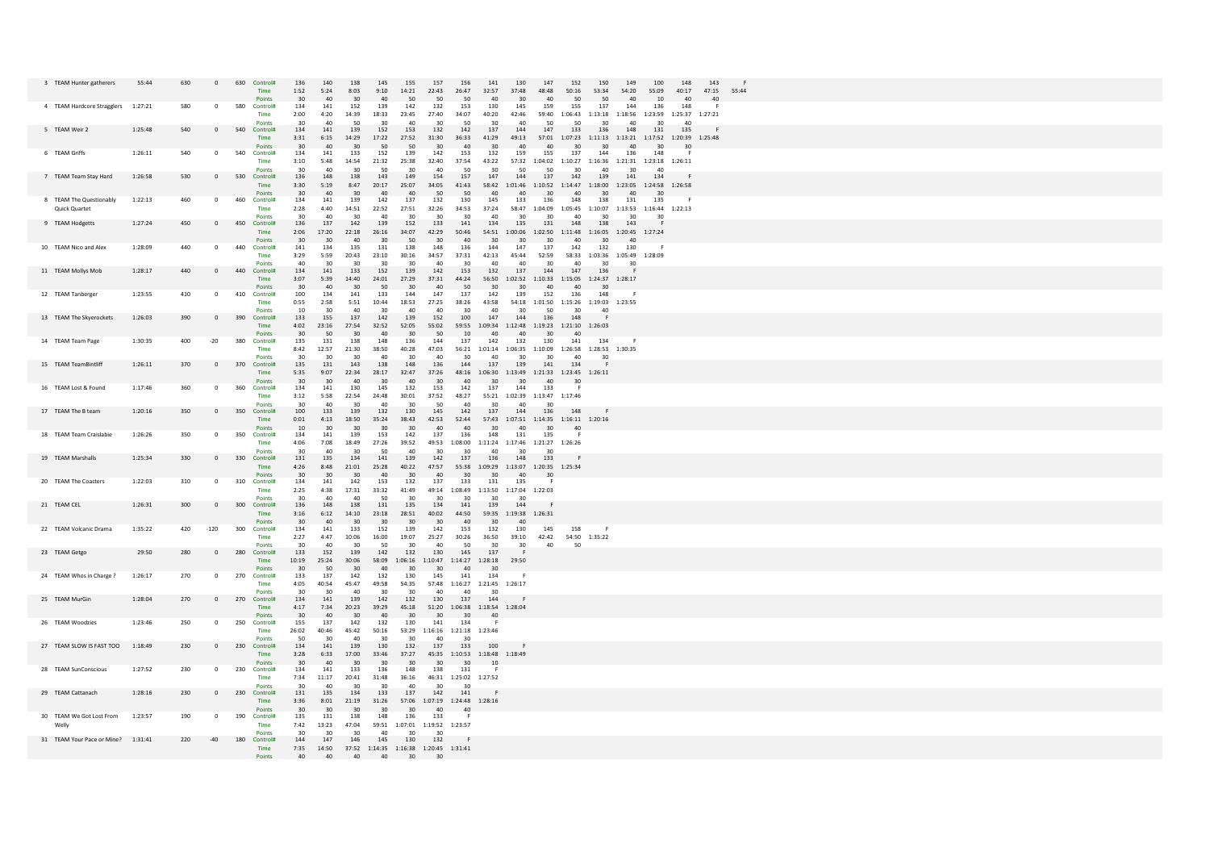| Pos | Team | Time | Score | Penalty | Total | | 1 | 2 | 3 | 4 | 5 | 6 | 7 | 8 | 9 | 10 | 11 | 12 | 13 | 14 | 15 | 16 | 17 |
|---|---|---|---|---|---|---|---|---|---|---|---|---|---|---|---|---|---|---|---|---|---|---|---|
| 3 | TEAM Hunter gatherers | 55:44 | 630 | 0 | 630 | Control# | 136 | 140 | 138 | 145 | 155 | 157 | 156 | 141 | 130 | 147 | 152 | 150 | 149 | 100 | 148 | 143 | F |
| | | | | | | Time | 1:52 | 5:24 | 8:03 | 9:10 | 14:21 | 22:43 | 26:47 | 32:57 | 37:48 | 48:48 | 50:16 | 53:34 | 54:20 | 55:09 | 40:17 | 47:15 | 55:44 |
| | | | | | | Points | 30 | 40 | 30 | 40 | 50 | 50 | 50 | 40 | 30 | 40 | 50 | 50 | 40 | 10 | 40 | 40 | |
| 4 | TEAM Hardcore Stragglers | 1:27:21 | 580 | 0 | 580 | Control# | 134 | 141 | 152 | 139 | 142 | 132 | 153 | 130 | 145 | 159 | 155 | 137 | 144 | 136 | 148 | F | |
| | | | | | | Time | 2:00 | 4:20 | 14:39 | 18:33 | 23:45 | 27:40 | 34:07 | 40:20 | 42:46 | 59:40 | 1:06:43 | 1:13:18 | 1:18:56 | 1:23:59 | 1:25:37 | 1:27:21 | |
| | | | | | | Points | 30 | 40 | 50 | 30 | 40 | 30 | 50 | 30 | 40 | 50 | 50 | 30 | 40 | 30 | 40 | | |
| 5 | TEAM Weir 2 | 1:25:48 | 540 | 0 | 540 | Control# | 134 | 141 | 139 | 152 | 153 | 132 | 142 | 137 | 144 | 147 | 133 | 136 | 148 | 131 | 135 | F | |
| | | | | | | Time | 3:31 | 6:15 | 14:29 | 17:22 | 27:52 | 31:30 | 36:33 | 41:29 | 49:13 | 57:01 | 1:07:23 | 1:11:13 | 1:13:21 | 1:17:52 | 1:20:39 | 1:25:48 | |
| | | | | | | Points | 30 | 40 | 30 | 50 | 50 | 30 | 40 | 30 | 40 | 40 | 30 | 30 | 40 | 30 | 30 | | |
| 6 | TEAM Griffs | 1:26:11 | 540 | 0 | 540 | Control# | 134 | 141 | 133 | 152 | 139 | 142 | 153 | 132 | 159 | 155 | 137 | 144 | 136 | 148 | F | | |
| | | | | | | Time | 3:10 | 5:48 | 14:54 | 21:32 | 25:38 | 32:40 | 37:54 | 43:22 | 57:32 | 1:04:02 | 1:10:27 | 1:16:36 | 1:21:31 | 1:23:18 | 1:26:11 | | |
| | | | | | | Points | 30 | 40 | 30 | 50 | 30 | 40 | 50 | 30 | 50 | 50 | 30 | 40 | 30 | 40 | | | |
| 7 | TEAM Team Stay Hard | 1:26:58 | 530 | 0 | 530 | Control# | 136 | 148 | 138 | 143 | 149 | 154 | 157 | 147 | 144 | 137 | 142 | 139 | 141 | 134 | F | | |
| | | | | | | Time | 3:30 | 5:19 | 8:47 | 20:17 | 25:07 | 34:05 | 41:43 | 58:42 | 1:01:46 | 1:10:52 | 1:14:47 | 1:18:00 | 1:23:05 | 1:24:58 | 1:26:58 | | |
| | | | | | | Points | 30 | 40 | 30 | 40 | 40 | 50 | 50 | 40 | 40 | 30 | 40 | 30 | 40 | 30 | | | |
| 8 | TEAM The Questionably Quick Quartet | 1:22:13 | 460 | 0 | 460 | Control# | 134 | 141 | 139 | 142 | 137 | 132 | 130 | 145 | 133 | 136 | 148 | 138 | 131 | 135 | F | | |
| | | | | | | Time | 2:28 | 4:40 | 14:51 | 22:52 | 27:51 | 32:26 | 34:53 | 37:24 | 58:47 | 1:04:09 | 1:05:45 | 1:10:07 | 1:13:53 | 1:16:44 | 1:22:13 | | |
| | | | | | | Points | 30 | 40 | 30 | 40 | 30 | 30 | 30 | 40 | 30 | 30 | 40 | 30 | 30 | 30 | | | |
| 9 | TEAM Hodgetts | 1:27:24 | 450 | 0 | 450 | Control# | 136 | 137 | 142 | 139 | 152 | 133 | 141 | 134 | 135 | 131 | 148 | 138 | 143 | F | | | |
| | | | | | | Time | 2:06 | 17:20 | 22:18 | 26:16 | 34:07 | 42:29 | 50:46 | 54:51 | 1:00:06 | 1:02:50 | 1:11:48 | 1:16:05 | 1:20:45 | 1:27:24 | | | |
| | | | | | | Points | 30 | 30 | 40 | 30 | 50 | 30 | 40 | 30 | 30 | 30 | 40 | 30 | 40 | | | | |
| 10 | TEAM Nico and Alex | 1:28:09 | 440 | 0 | 440 | Control# | 141 | 134 | 135 | 131 | 138 | 148 | 136 | 144 | 147 | 137 | 142 | 132 | 130 | F | | | |
| | | | | | | Time | 3:29 | 5:59 | 20:43 | 23:10 | 30:16 | 34:57 | 37:31 | 42:13 | 45:44 | 52:59 | 58:33 | 1:03:36 | 1:05:49 | 1:28:09 | | | |
| | | | | | | Points | 40 | 30 | 30 | 30 | 30 | 40 | 30 | 40 | 40 | 30 | 40 | 30 | 30 | | | | |
| 11 | TEAM Mollys Mob | 1:28:17 | 440 | 0 | 440 | Control# | 134 | 141 | 133 | 152 | 139 | 142 | 153 | 132 | 137 | 144 | 147 | 136 | F | | | | |
| | | | | | | Time | 3:07 | 5:39 | 14:40 | 24:01 | 27:29 | 37:31 | 44:24 | 56:50 | 1:02:52 | 1:10:33 | 1:15:05 | 1:24:37 | 1:28:17 | | | | |
| | | | | | | Points | 30 | 40 | 30 | 50 | 30 | 40 | 50 | 30 | 30 | 40 | 40 | 30 | | | | | |
| 12 | TEAM Tanberger | 1:23:55 | 410 | 0 | 410 | Control# | 100 | 134 | 141 | 133 | 144 | 147 | 137 | 142 | 139 | 152 | 136 | 148 | F | | | | |
| | | | | | | Time | 0:55 | 2:58 | 5:51 | 10:44 | 18:53 | 27:25 | 38:26 | 43:58 | 54:18 | 1:01:50 | 1:15:26 | 1:19:03 | 1:23:55 | | | | |
| | | | | | | Points | 10 | 30 | 40 | 30 | 40 | 40 | 30 | 40 | 30 | 50 | 30 | 40 | | | | | |
| 13 | TEAM The Skyerockets | 1:26:03 | 390 | 0 | 390 | Control# | 133 | 155 | 137 | 142 | 139 | 152 | 100 | 147 | 144 | 136 | 148 | F | | | | | |
| | | | | | | Time | 4:02 | 23:16 | 27:54 | 32:52 | 52:05 | 55:02 | 59:55 | 1:09:34 | 1:12:48 | 1:19:23 | 1:21:10 | 1:26:03 | | | | | |
| | | | | | | Points | 30 | 50 | 30 | 40 | 30 | 50 | 10 | 40 | 40 | 30 | 40 | | | | | | |
| 14 | TEAM Team Page | 1:30:35 | 400 | -20 | 380 | Control# | 135 | 131 | 138 | 148 | 136 | 144 | 137 | 142 | 132 | 130 | 141 | 134 | F | | | | |
| | | | | | | Time | 8:42 | 12:57 | 21:30 | 38:50 | 40:28 | 47:03 | 56:21 | 1:01:14 | 1:06:35 | 1:10:09 | 1:26:58 | 1:28:53 | 1:30:35 | | | | |
| | | | | | | Points | 30 | 30 | 30 | 40 | 30 | 40 | 30 | 40 | 30 | 30 | 40 | 30 | | | | | |
| 15 | TEAM TeamBintliff | 1:26:11 | 370 | 0 | 370 | Control# | 135 | 131 | 143 | 138 | 148 | 136 | 144 | 137 | 139 | 141 | 134 | F | | | | | |
| | | | | | | Time | 5:35 | 9:07 | 22:34 | 28:17 | 32:47 | 37:26 | 48:16 | 1:06:30 | 1:13:49 | 1:21:33 | 1:23:45 | 1:26:11 | | | | | |
| | | | | | | Points | 30 | 30 | 40 | 30 | 40 | 30 | 40 | 30 | 30 | 40 | 30 | | | | | | |
| 16 | TEAM Lost & Found | 1:17:46 | 360 | 0 | 360 | Control# | 134 | 141 | 130 | 145 | 132 | 153 | 142 | 137 | 144 | 133 | F | | | | | | |
| | | | | | | Time | 3:12 | 5:58 | 22:54 | 24:48 | 30:01 | 37:52 | 48:27 | 55:21 | 1:02:39 | 1:13:47 | 1:17:46 | | | | | | |
| | | | | | | Points | 30 | 40 | 30 | 40 | 30 | 50 | 40 | 30 | 40 | 30 | | | | | | | |
| 17 | TEAM The B team | 1:20:16 | 350 | 0 | 350 | Control# | 100 | 133 | 139 | 132 | 130 | 145 | 142 | 137 | 144 | 136 | 148 | F | | | | | |
| | | | | | | Time | 0:01 | 4:13 | 18:50 | 35:24 | 38:43 | 42:53 | 52:44 | 57:43 | 1:07:51 | 1:14:35 | 1:16:11 | 1:20:16 | | | | | |
| | | | | | | Points | 10 | 30 | 30 | 30 | 30 | 40 | 40 | 30 | 40 | 30 | 40 | | | | | | |
| 18 | TEAM Team Craislabie | 1:26:26 | 350 | 0 | 350 | Control# | 134 | 141 | 139 | 153 | 142 | 137 | 136 | 148 | 131 | 135 | F | | | | | | |
| | | | | | | Time | 4:06 | 7:08 | 18:49 | 27:26 | 39:52 | 49:53 | 1:08:00 | 1:11:24 | 1:17:46 | 1:21:27 | 1:26:26 | | | | | | |
| | | | | | | Points | 30 | 40 | 30 | 50 | 40 | 30 | 30 | 40 | 30 | 30 | | | | | | | |
| 19 | TEAM Marshalls | 1:25:34 | 330 | 0 | 330 | Control# | 131 | 135 | 134 | 141 | 139 | 142 | 137 | 136 | 148 | 133 | F | | | | | | |
| | | | | | | Time | 4:26 | 8:48 | 21:01 | 25:28 | 40:22 | 47:57 | 55:38 | 1:09:29 | 1:13:07 | 1:20:35 | 1:25:34 | | | | | | |
| | | | | | | Points | 30 | 30 | 30 | 40 | 30 | 40 | 30 | 30 | 40 | 30 | | | | | | | |
| 20 | TEAM The Coasters | 1:22:03 | 310 | 0 | 310 | Control# | 134 | 141 | 142 | 153 | 132 | 137 | 133 | 131 | 135 | F | | | | | | | |
| | | | | | | Time | 2:25 | 4:38 | 17:31 | 33:32 | 41:49 | 49:14 | 1:08:49 | 1:13:50 | 1:17:04 | 1:22:03 | | | | | | | |
| | | | | | | Points | 30 | 40 | 40 | 50 | 30 | 30 | 30 | 30 | 30 | | | | | | | | |
| 21 | TEAM CEL | 1:26:31 | 300 | 0 | 300 | Control# | 136 | 148 | 138 | 131 | 135 | 134 | 141 | 139 | 144 | F | | | | | | | |
| | | | | | | Time | 3:16 | 6:12 | 14:10 | 23:18 | 28:51 | 40:02 | 44:50 | 59:35 | 1:19:38 | 1:26:31 | | | | | | | |
| | | | | | | Points | 30 | 40 | 30 | 30 | 30 | 30 | 40 | 30 | 40 | | | | | | | | |
| 22 | TEAM Volcanic Drama | 1:35:22 | 420 | -120 | 300 | Control# | 134 | 141 | 133 | 152 | 139 | 142 | 153 | 132 | 130 | 145 | 158 | F | | | | | |
| | | | | | | Time | 2:27 | 4:47 | 10:06 | 16:00 | 19:07 | 25:27 | 30:26 | 36:50 | 39:10 | 42:42 | 54:50 | 1:35:22 | | | | | |
| | | | | | | Points | 30 | 40 | 30 | 50 | 30 | 40 | 50 | 30 | 30 | 40 | 50 | | | | | | |
| 23 | TEAM Getgo | 29:50 | 280 | 0 | 280 | Control# | 133 | 152 | 139 | 142 | 132 | 130 | 145 | 137 | F | | | | | | | | |
| | | | | | | Time | 10:19 | 25:24 | 30:06 | 58:09 | 1:06:16 | 1:10:47 | 1:14:27 | 1:28:18 | 29:50 | | | | | | | | |
| | | | | | | Points | 30 | 50 | 30 | 40 | 30 | 30 | 40 | 30 | | | | | | | | | |
| 24 | TEAM Whos in Charge ? | 1:26:17 | 270 | 0 | 270 | Control# | 133 | 137 | 142 | 132 | 130 | 145 | 141 | 134 | F | | | | | | | | |
| | | | | | | Time | 4:05 | 40:54 | 45:47 | 49:58 | 54:35 | 57:48 | 1:16:27 | 1:21:45 | 1:26:17 | | | | | | | | |
| | | | | | | Points | 30 | 30 | 40 | 30 | 30 | 40 | 40 | 30 | | | | | | | | | |
| 25 | TEAM MurGin | 1:28:04 | 270 | 0 | 270 | Control# | 134 | 141 | 139 | 142 | 132 | 130 | 137 | 144 | F | | | | | | | | |
| | | | | | | Time | 4:17 | 7:34 | 20:23 | 39:29 | 45:18 | 51:20 | 1:06:38 | 1:18:54 | 1:28:04 | | | | | | | | |
| | | | | | | Points | 30 | 40 | 30 | 40 | 30 | 30 | 30 | 40 | | | | | | | | | |
| 26 | TEAM Woodzies | 1:23:46 | 250 | 0 | 250 | Control# | 155 | 137 | 142 | 132 | 130 | 141 | 134 | F | | | | | | | | | |
| | | | | | | Time | 26:02 | 40:46 | 45:42 | 50:16 | 53:29 | 1:16:16 | 1:21:18 | 1:23:46 | | | | | | | | | |
| | | | | | | Points | 50 | 30 | 40 | 30 | 30 | 40 | 30 | | | | | | | | | | |
| 27 | TEAM SLOW IS FAST TOO | 1:18:49 | 230 | 0 | 230 | Control# | 134 | 141 | 139 | 130 | 132 | 137 | 133 | 100 | F | | | | | | | | |
| | | | | | | Time | 3:28 | 6:33 | 17:00 | 33:46 | 37:27 | 45:35 | 1:10:53 | 1:18:48 | 1:18:49 | | | | | | | | |
| | | | | | | Points | 30 | 40 | 30 | 30 | 30 | 30 | 30 | 10 | | | | | | | | | |
| 28 | TEAM SunConscious | 1:27:52 | 230 | 0 | 230 | Control# | 134 | 141 | 133 | 136 | 148 | 138 | 131 | F | | | | | | | | | |
| | | | | | | Time | 7:34 | 11:17 | 20:41 | 31:48 | 36:16 | 46:31 | 1:25:02 | 1:27:52 | | | | | | | | | |
| | | | | | | Points | 30 | 40 | 30 | 30 | 40 | 30 | 30 | | | | | | | | | | |
| 29 | TEAM Cattanach | 1:28:16 | 230 | 0 | 230 | Control# | 131 | 135 | 134 | 133 | 137 | 142 | 141 | F | | | | | | | | | |
| | | | | | | Time | 3:36 | 8:01 | 21:19 | 31:26 | 57:06 | 1:07:19 | 1:24:48 | 1:28:16 | | | | | | | | | |
| | | | | | | Points | 30 | 30 | 30 | 30 | 30 | 40 | 40 | | | | | | | | | | |
| 30 | TEAM We Got Lost From Welly | 1:23:57 | 190 | 0 | 190 | Control# | 135 | 131 | 138 | 148 | 136 | 133 | F | | | | | | | | | | |
| | | | | | | Time | 7:42 | 13:23 | 47:04 | 59:51 | 1:07:01 | 1:19:52 | 1:23:57 | | | | | | | | | | |
| | | | | | | Points | 30 | 30 | 30 | 40 | 30 | 30 | | | | | | | | | | | |
| 31 | TEAM Your Pace or Mine? | 1:31:41 | 220 | -40 | 180 | Control# | 144 | 147 | 146 | 145 | 130 | 132 | F | | | | | | | | | | |
| | | | | | | Time | 7:35 | 14:50 | 37:52 | 1:14:35 | 1:16:38 | 1:20:45 | 1:31:41 | | | | | | | | | | |
| | | | | | | Points | 40 | 40 | 40 | 40 | 30 | 30 | | | | | | | | | | | |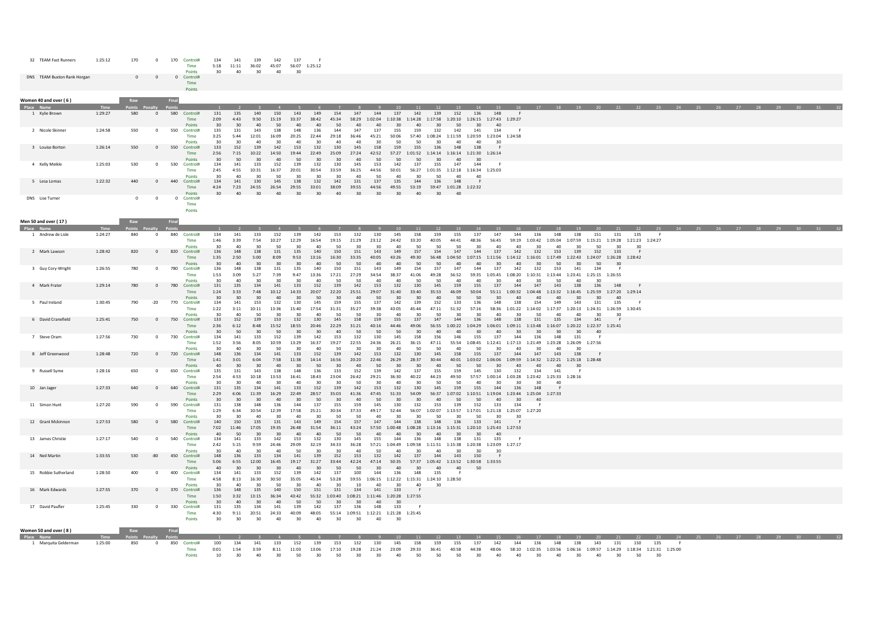| Place | Name | Time | Raw Points | Penalty | Final Points | | 1 | 2 | 3 | 4 | 5 | 6 | 7 | 8 | 9 | 10 | 11 | 12 | 13 | 14 | 15 | 16 | 17 | 18 | 19 | 20 | 21 | 22 | 23 | 24 | 25 | 26 | 27 | 28 | 29 | 30 | 31 | 32 |
|---|---|---|---|---|---|---|---|---|---|---|---|---|---|---|---|---|---|---|---|---|---|---|---|---|---|---|---|---|---|---|---|---|---|---|---|---|---|---|
| 32 | TEAM Fast Runners | 1:25:12 | 170 | 0 | 170 | Control# | 134 | 141 | 139 | 142 | 137 | F | | | | | | | | | | | | | | | | | | | | | | | | | | |
| | | | | | | Time | 5:18 | 11:11 | 36:02 | 45:07 | 56:07 | 1:25:12 | | | | | | | | | | | | | | | | | | | | | | | | | | |
| | | | | | | Points | 30 | 40 | 30 | 40 | 30 | | | | | | | | | | | | | | | | | | | | | | | | | | | |
| DNS | TEAM Buxton Rank Horgan | | 0 | 0 | 0 | Control# | | | | | | | | | | | | | | | | | | | | | | | | | | | | | | | | |
| | | | | | | Time | | | | | | | | | | | | | | | | | | | | | | | | | | | | | | | | |
| | | | | | | Points | | | | | | | | | | | | | | | | | | | | | | | | | | | | | | | | |

## Women 40 and over ( 6 )

| Place | Name | Time | Raw Points | Penalty | Final Points | | 1 | 2 | 3 | 4 | 5 | 6 | 7 | 8 | 9 | 10 | 11 | 12 | 13 | 14 | 15 | 16 | 17 | 18 | 19 | 20 | 21 | 22 | 23 | 24 | 25 | 26 | 27 | 28 | 29 | 30 | 31 | 32 |
|---|---|---|---|---|---|---|---|---|---|---|---|---|---|---|---|---|---|---|---|---|---|---|---|---|---|---|---|---|---|---|---|---|---|---|---|---|---|---|
| 1 | Kylie Brown | 1:29:27 | 580 | 0 | 580 | Control# | 131 | 135 | 140 | 150 | 143 | 149 | 154 | 147 | 144 | 137 | 142 | 139 | 152 | 136 | 148 | F | | | | | | | | | | | | | | | | |
| | | | | | | Time | 2:09 | 4:43 | 9:50 | 15:19 | 33:37 | 38:42 | 45:34 | 58:29 | 1:02:04 | 1:10:38 | 1:14:28 | 1:17:58 | 1:20:10 | 1:26:15 | 1:27:43 | 1:29:27 | | | | | | | | | | | | | | | | |
| | | | | | | Points | 30 | 30 | 40 | 50 | 40 | 40 | 50 | 40 | 40 | 30 | 40 | 30 | 50 | 30 | 40 | | | | | | | | | | | | | | | | | |
| 2 | Nicole Skinner | 1:24:58 | 550 | 0 | 550 | Control# | 135 | 131 | 143 | 138 | 148 | 136 | 144 | 147 | 137 | 155 | 159 | 132 | 142 | 141 | 134 | F | | | | | | | | | | | | | | | | |
| | | | | | | Time | 3:25 | 5:44 | 12:01 | 16:09 | 20:25 | 22:44 | 29:18 | 36:46 | 45:21 | 50:06 | 57:40 | 1:08:24 | 1:11:59 | 1:20:59 | 1:23:04 | 1:24:58 | | | | | | | | | | | | | | | | |
| | | | | | | Points | 30 | 30 | 40 | 30 | 40 | 30 | 40 | 40 | 30 | 50 | 50 | 30 | 40 | 40 | 30 | | | | | | | | | | | | | | | | | |
| 3 | Louise Borton | 1:26:14 | 550 | 0 | 550 | Control# | 133 | 152 | 139 | 142 | 153 | 132 | 130 | 145 | 158 | 159 | 155 | 136 | 148 | 138 | F | | | | | | | | | | | | | | | | | |
| | | | | | | Time | 2:56 | 7:15 | 10:22 | 14:50 | 19:44 | 22:49 | 25:09 | 27:24 | 42:52 | 57:27 | 1:01:52 | 1:14:14 | 1:16:14 | 1:21:30 | 1:26:14 | | | | | | | | | | | | | | | | | |
| | | | | | | Points | 30 | 50 | 30 | 40 | 50 | 30 | 30 | 40 | 50 | 50 | 50 | 30 | 40 | 30 | | | | | | | | | | | | | | | | | | |
| 4 | Kelly Meikle | 1:25:03 | 530 | 0 | 530 | Control# | 134 | 141 | 133 | 152 | 139 | 132 | 130 | 145 | 153 | 142 | 137 | 155 | 147 | 144 | F | | | | | | | | | | | | | | | | | |
| | | | | | | Time | 2:45 | 4:55 | 10:31 | 16:37 | 20:01 | 30:54 | 33:59 | 36:25 | 44:56 | 50:01 | 56:27 | 1:01:35 | 1:12:18 | 1:16:34 | 1:25:03 | | | | | | | | | | | | | | | | | |
| | | | | | | Points | 30 | 40 | 30 | 50 | 30 | 30 | 30 | 40 | 50 | 40 | 30 | 50 | 40 | 40 | | | | | | | | | | | | | | | | | | |
| 5 | Lesa Lomas | 1:22:32 | 440 | 0 | 440 | Control# | 134 | 141 | 130 | 145 | 138 | 132 | 142 | 131 | 137 | 135 | 144 | 136 | 148 | F | | | | | | | | | | | | | | | | | | |
| | | | | | | Time | 4:24 | 7:23 | 24:55 | 26:54 | 29:55 | 33:01 | 38:09 | 39:55 | 44:56 | 49:55 | 53:19 | 59:47 | 1:01:28 | 1:22:32 | | | | | | | | | | | | | | | | | | |
| | | | | | | Points | 30 | 40 | 30 | 40 | 30 | 30 | 40 | 30 | 30 | 30 | 40 | 30 | 40 | | | | | | | | | | | | | | | | | | | |
| DNS | Lise Turner | | 0 | 0 | 0 | Control# | | | | | | | | | | | | | | | | | | | | | | | | | | | | | | | | |
| | | | | | | Time | | | | | | | | | | | | | | | | | | | | | | | | | | | | | | | | |
| | | | | | | Points | | | | | | | | | | | | | | | | | | | | | | | | | | | | | | | | |

## Men 50 and over ( 17 )

| Place | Name | Time | Raw Points | Penalty | Final Points | | 1 | 2 | 3 | 4 | 5 | 6 | 7 | 8 | 9 | 10 | 11 | 12 | 13 | 14 | 15 | 16 | 17 | 18 | 19 | 20 | 21 | 22 | 23 | 24 | 25 | 26 | 27 | 28 | 29 | 30 | 31 | 32 |
|---|---|---|---|---|---|---|---|---|---|---|---|---|---|---|---|---|---|---|---|---|---|---|---|---|---|---|---|---|---|---|---|---|---|---|---|---|---|---|
| 1 | Andrew de Lisle | 1:24:27 | 840 | 0 | 840 | Control# | 134 | 141 | 133 | 152 | 139 | 142 | 153 | 132 | 130 | 145 | 158 | 159 | 155 | 137 | 147 | 144 | 136 | 148 | 138 | 151 | 131 | 135 | F | | | | | | | | | |
| | | | | | | Time | 1:46 | 3:39 | 7:54 | 10:27 | 12:29 | 16:54 | 19:15 | 21:29 | 23:12 | 24:42 | 33:20 | 40:05 | 44:41 | 48:36 | 56:45 | 59:19 | 1:03:42 | 1:05:04 | 1:07:59 | 1:15:21 | 1:19:28 | 1:21:23 | 1:24:27 | | | | | | | | | |
| | | | | | | Points | 30 | 40 | 30 | 50 | 30 | 40 | 50 | 30 | 30 | 40 | 50 | 50 | 50 | 30 | 40 | 40 | 30 | 40 | 30 | 50 | 30 | 30 | | | | | | | | | | |
| 2 | Mark Lawson | 1:28:42 | 820 | 0 | 820 | Control# | 136 | 148 | 138 | 131 | 135 | 140 | 150 | 151 | 143 | 149 | 157 | 154 | 147 | 144 | 137 | 142 | 132 | 153 | 139 | 152 | 133 | F | | | | | | | | | | |
| | | | | | | Time | 1:35 | 2:50 | 5:00 | 8:09 | 9:53 | 13:16 | 16:30 | 33:35 | 40:05 | 43:26 | 49:30 | 56:48 | 1:04:50 | 1:07:15 | 1:11:56 | 1:14:12 | 1:16:01 | 1:17:49 | 1:22:43 | 1:24:07 | 1:26:28 | 1:28:42 | | | | | | | | | | |
| | | | | | | Points | 30 | 40 | 30 | 30 | 30 | 40 | 50 | 50 | 40 | 40 | 50 | 50 | 40 | 40 | 30 | 40 | 30 | 50 | 30 | 50 | 30 | | | | | | | | | | | |
| 3 | Guy Cory-Wright | 1:26:55 | 780 | 0 | 780 | Control# | 136 | 148 | 138 | 131 | 135 | 140 | 150 | 151 | 143 | 149 | 154 | 157 | 147 | 144 | 137 | 142 | 132 | 153 | 141 | 134 | F | | | | | | | | | | | |
| | | | | | | Time | 1:53 | 3:09 | 5:27 | 7:39 | 9:47 | 13:36 | 17:21 | 27:29 | 34:54 | 38:37 | 41:06 | 49:28 | 56:52 | 59:35 | 1:05:45 | 1:08:20 | 1:10:31 | 1:13:44 | 1:23:41 | 1:25:15 | 1:26:55 | | | | | | | | | | | |
| | | | | | | Points | 30 | 40 | 30 | 30 | 30 | 40 | 50 | 50 | 40 | 40 | 50 | 50 | 40 | 40 | 30 | 40 | 30 | 50 | 40 | 30 | | | | | | | | | | | | |
| 4 | Mark Frater | 1:29:14 | 780 | 0 | 780 | Control# | 131 | 135 | 134 | 141 | 133 | 152 | 139 | 142 | 153 | 132 | 130 | 145 | 159 | 155 | 137 | 144 | 147 | 143 | 138 | 136 | 148 | F | | | | | | | | | | |
| | | | | | | Time | 1:24 | 3:33 | 7:48 | 10:12 | 14:33 | 20:07 | 22:20 | 25:51 | 29:07 | 31:40 | 33:40 | 35:53 | 46:09 | 50:04 | 55:11 | 1:00:32 | 1:04:48 | 1:13:32 | 1:16:45 | 1:25:59 | 1:27:20 | 1:29:14 | | | | | | | | | | |
| | | | | | | Points | 30 | 30 | 30 | 40 | 30 | 50 | 30 | 40 | 50 | 30 | 30 | 40 | 50 | 50 | 30 | 40 | 40 | 40 | 30 | 30 | 40 | | | | | | | | | | | |
| 5 | Paul Ireland | 1:30:45 | 790 | -20 | 770 | Control# | 134 | 141 | 153 | 132 | 130 | 145 | 159 | 155 | 137 | 142 | 139 | 152 | 133 | 136 | 148 | 138 | 154 | 149 | 143 | 131 | 135 | F | | | | | | | | | | |
| | | | | | | Time | 1:22 | 3:11 | 10:11 | 13:36 | 15:40 | 17:54 | 31:31 | 35:27 | 39:38 | 43:05 | 45:44 | 47:11 | 51:32 | 57:16 | 58:36 | 1:01:22 | 1:14:02 | 1:17:37 | 1:20:13 | 1:24:31 | 1:26:59 | 1:30:45 | | | | | | | | | | |
| | | | | | | Points | 30 | 40 | 50 | 30 | 30 | 40 | 50 | 50 | 30 | 40 | 30 | 50 | 30 | 30 | 40 | 30 | 50 | 40 | 40 | 30 | 30 | | | | | | | | | | | |
| 6 | David Cranefield | 1:25:41 | 750 | 0 | 750 | Control# | 133 | 152 | 139 | 153 | 132 | 130 | 145 | 158 | 159 | 155 | 137 | 147 | 144 | 136 | 148 | 138 | 131 | 135 | 134 | 141 | F | | | | | | | | | | | |
| | | | | | | Time | 2:36 | 6:12 | 8:48 | 15:52 | 18:55 | 20:46 | 22:29 | 31:21 | 40:16 | 44:46 | 49:06 | 56:55 | 1:00:22 | 1:04:29 | 1:06:01 | 1:09:11 | 1:13:48 | 1:16:07 | 1:20:22 | 1:22:37 | 1:25:41 | | | | | | | | | | | |
| | | | | | | Points | 30 | 50 | 30 | 50 | 30 | 30 | 40 | 50 | 50 | 50 | 30 | 40 | 40 | 30 | 40 | 30 | 30 | 30 | 30 | 40 | | | | | | | | | | | | |
| 7 | Steve Oram | 1:27:56 | 730 | 0 | 730 | Control# | 134 | 141 | 133 | 152 | 139 | 142 | 153 | 132 | 130 | 145 | 158 | 156 | 146 | 155 | 137 | 144 | 136 | 148 | 131 | F | | | | | | | | | | | | |
| | | | | | | Time | 1:52 | 3:56 | 8:05 | 10:59 | 13:29 | 16:37 | 19:27 | 22:55 | 24:36 | 26:21 | 36:15 | 47:11 | 55:54 | 1:08:45 | 1:12:41 | 1:17:13 | 1:21:49 | 1:23:28 | 1:26:09 | 1:27:56 | | | | | | | | | | | | |
| | | | | | | Points | 30 | 40 | 30 | 50 | 30 | 40 | 50 | 30 | 30 | 40 | 50 | 50 | 40 | 50 | 30 | 40 | 30 | 40 | 30 | | | | | | | | | | | | | |
| 8 | Jeff Greenwood | 1:28:48 | 720 | 0 | 720 | Control# | 148 | 136 | 134 | 141 | 133 | 152 | 139 | 142 | 153 | 132 | 130 | 145 | 158 | 155 | 137 | 144 | 147 | 143 | 138 | F | | | | | | | | | | | | |
| | | | | | | Time | 1:41 | 3:01 | 6:04 | 7:58 | 11:38 | 14:14 | 16:56 | 20:20 | 22:46 | 26:29 | 28:37 | 30:44 | 40:01 | 1:03:02 | 1:06:06 | 1:09:59 | 1:14:32 | 1:22:21 | 1:25:18 | 1:28:48 | | | | | | | | | | | | |
| | | | | | | Points | 40 | 30 | 30 | 40 | 30 | 50 | 30 | 40 | 50 | 30 | 30 | 40 | 50 | 50 | 30 | 40 | 40 | 40 | 30 | | | | | | | | | | | | | |
| 9 | Russell Syme | 1:28:16 | 650 | 0 | 650 | Control# | 135 | 131 | 143 | 138 | 148 | 136 | 133 | 152 | 139 | 142 | 137 | 155 | 159 | 145 | 130 | 132 | 134 | 141 | F | | | | | | | | | | | | | |
| | | | | | | Time | 2:54 | 4:53 | 10:18 | 13:53 | 16:41 | 18:43 | 23:04 | 26:42 | 29:21 | 36:30 | 40:22 | 44:23 | 49:50 | 57:57 | 1:00:14 | 1:03:28 | 1:23:42 | 1:25:33 | 1:28:16 | | | | | | | | | | | | | |
| | | | | | | Points | 30 | 30 | 40 | 30 | 40 | 30 | 30 | 50 | 30 | 40 | 30 | 50 | 50 | 40 | 30 | 30 | 30 | 40 | | | | | | | | | | | | | | |
| 10 | Jan Jager | 1:27:33 | 640 | 0 | 640 | Control# | 131 | 135 | 134 | 141 | 133 | 152 | 139 | 142 | 153 | 132 | 130 | 145 | 159 | 155 | 144 | 136 | 148 | F | | | | | | | | | | | | | | |
| | | | | | | Time | 2:29 | 6:06 | 11:39 | 16:29 | 22:49 | 28:57 | 35:03 | 41:36 | 47:45 | 51:33 | 54:09 | 56:37 | 1:07:02 | 1:10:51 | 1:19:04 | 1:23:44 | 1:25:04 | 1:27:33 | | | | | | | | | | | | | | |
| | | | | | | Points | 30 | 30 | 30 | 40 | 30 | 50 | 30 | 40 | 50 | 30 | 30 | 40 | 50 | 50 | 40 | 30 | 40 | | | | | | | | | | | | | | | |
| 11 | Simon Hunt | 1:27:20 | 590 | 0 | 590 | Control# | 131 | 138 | 148 | 136 | 144 | 137 | 155 | 159 | 145 | 130 | 132 | 153 | 139 | 152 | 133 | 134 | F | | | | | | | | | | | | | | | |
| | | | | | | Time | 1:29 | 6:34 | 10:54 | 12:39 | 17:58 | 25:21 | 30:34 | 37:33 | 49:17 | 52:44 | 56:07 | 1:02:07 | 1:13:57 | 1:17:01 | 1:21:18 | 1:25:07 | 1:27:20 | | | | | | | | | | | | | | | |
| | | | | | | Points | 30 | 30 | 40 | 30 | 40 | 30 | 50 | 50 | 40 | 30 | 30 | 50 | 30 | 50 | 30 | 30 | | | | | | | | | | | | | | | | |
| 12 | Grant Mckinnon | 1:27:53 | 580 | 0 | 580 | Control# | 140 | 150 | 135 | 131 | 143 | 149 | 154 | 157 | 147 | 144 | 138 | 148 | 136 | 133 | 141 | F | | | | | | | | | | | | | | | | |
| | | | | | | Time | 7:02 | 11:46 | 17:05 | 19:35 | 26:48 | 31:54 | 36:11 | 43:24 | 57:50 | 1:00:48 | 1:08:28 | 1:13:16 | 1:15:31 | 1:20:10 | 1:25:43 | 1:27:53 | | | | | | | | | | | | | | | | |
| | | | | | | Points | 40 | 50 | 30 | 30 | 40 | 40 | 50 | 50 | 40 | 40 | 30 | 40 | 30 | 30 | 40 | | | | | | | | | | | | | | | | | |
| 13 | James Christie | 1:27:17 | 540 | 0 | 540 | Control# | 134 | 141 | 133 | 142 | 153 | 132 | 130 | 145 | 155 | 144 | 136 | 148 | 138 | 131 | 135 | F | | | | | | | | | | | | | | | | |
| | | | | | | Time | 2:42 | 5:15 | 9:59 | 24:46 | 29:09 | 32:19 | 34:33 | 36:28 | 57:21 | 1:04:49 | 1:09:58 | 1:11:51 | 1:15:38 | 1:20:38 | 1:23:09 | 1:27:17 | | | | | | | | | | | | | | | | |
| | | | | | | Points | 30 | 40 | 30 | 40 | 50 | 30 | 30 | 40 | 50 | 40 | 30 | 40 | 30 | 30 | 30 | | | | | | | | | | | | | | | | | |
| 14 | Neil Martin | 1:33:55 | 530 | -80 | 450 | Control# | 148 | 136 | 133 | 134 | 141 | 139 | 152 | 153 | 132 | 142 | 137 | 144 | 143 | 150 | F | | | | | | | | | | | | | | | | | |
| | | | | | | Time | 5:06 | 6:55 | 12:00 | 16:45 | 19:17 | 31:27 | 33:44 | 42:24 | 47:14 | 50:35 | 57:37 | 1:05:42 | 1:13:52 | 1:30:58 | 1:33:55 | | | | | | | | | | | | | | | | | |
| | | | | | | Points | 40 | 30 | 30 | 30 | 40 | 30 | 50 | 50 | 30 | 40 | 30 | 40 | 40 | 50 | | | | | | | | | | | | | | | | | | |
| 15 | Robbie Sutherland | 1:28:50 | 400 | 0 | 400 | Control# | 134 | 141 | 133 | 152 | 139 | 142 | 137 | 100 | 144 | 136 | 148 | 135 | F | | | | | | | | | | | | | | | | | | | |
| | | | | | | Time | 4:58 | 8:13 | 16:30 | 30:50 | 35:05 | 45:34 | 53:28 | 59:55 | 1:06:15 | 1:12:22 | 1:15:31 | 1:24:10 | 1:28:50 | | | | | | | | | | | | | | | | | | | |
| | | | | | | Points | 30 | 40 | 30 | 50 | 30 | 40 | 30 | 10 | 40 | 30 | 40 | 30 | | | | | | | | | | | | | | | | | | | | |
| 16 | Mark Edwards | 1:27:55 | 370 | 0 | 370 | Control# | 136 | 148 | 135 | 140 | 150 | 151 | 131 | 134 | 141 | 133 | F | | | | | | | | | | | | | | | | | | | | | |
| | | | | | | Time | 1:50 | 3:32 | 13:15 | 36:34 | 43:42 | 55:32 | 1:03:40 | 1:08:21 | 1:11:46 | 1:20:28 | 1:27:55 | | | | | | | | | | | | | | | | | | | | | |
| | | | | | | Points | 30 | 40 | 30 | 40 | 50 | 50 | 30 | 30 | 40 | 30 | | | | | | | | | | | | | | | | | | | | | | |
| 17 | David Paufler | 1:25:45 | 330 | 0 | 330 | Control# | 131 | 135 | 134 | 141 | 139 | 142 | 137 | 136 | 148 | 133 | F | | | | | | | | | | | | | | | | | | | | | |
| | | | | | | Time | 4:30 | 9:11 | 20:51 | 24:33 | 40:09 | 48:05 | 55:14 | 1:09:51 | 1:12:21 | 1:21:28 | 1:25:45 | | | | | | | | | | | | | | | | | | | | | |
| | | | | | | Points | 30 | 30 | 30 | 40 | 30 | 40 | 30 | 30 | 40 | 30 | | | | | | | | | | | | | | | | | | | | | | |

## Women 50 and over ( 8 )

| Place | Name | Time | Raw Points | Penalty | Final Points | | 1 | 2 | 3 | 4 | 5 | 6 | 7 | 8 | 9 | 10 | 11 | 12 | 13 | 14 | 15 | 16 | 17 | 18 | 19 | 20 | 21 | 22 | 23 | 24 | 25 | 26 | 27 | 28 | 29 | 30 | 31 | 32 |
|---|---|---|---|---|---|---|---|---|---|---|---|---|---|---|---|---|---|---|---|---|---|---|---|---|---|---|---|---|---|---|---|---|---|---|---|---|---|---|
| 1 | Marquita Gelderman | 1:25:00 | 850 | 0 | 850 | Control# | 100 | 134 | 141 | 133 | 152 | 139 | 153 | 132 | 130 | 145 | 158 | 159 | 155 | 137 | 142 | 144 | 136 | 148 | 138 | 143 | 131 | 150 | 135 | F | | | | | | | | |
| | | | | | | Time | 0:01 | 1:54 | 3:59 | 8:11 | 11:03 | 13:06 | 17:10 | 19:28 | 21:24 | 23:09 | 29:33 | 36:41 | 40:58 | 44:38 | 48:06 | 58:10 | 1:02:35 | 1:03:56 | 1:06:16 | 1:09:57 | 1:14:29 | 1:18:34 | 1:21:31 | 1:25:00 | | | | | | | | |
| | | | | | | Points | 10 | 30 | 40 | 30 | 50 | 30 | 50 | 30 | 30 | 40 | 50 | 50 | 50 | 30 | 40 | 40 | 30 | 40 | 30 | 40 | 30 | 50 | 30 | | | | | | | | | |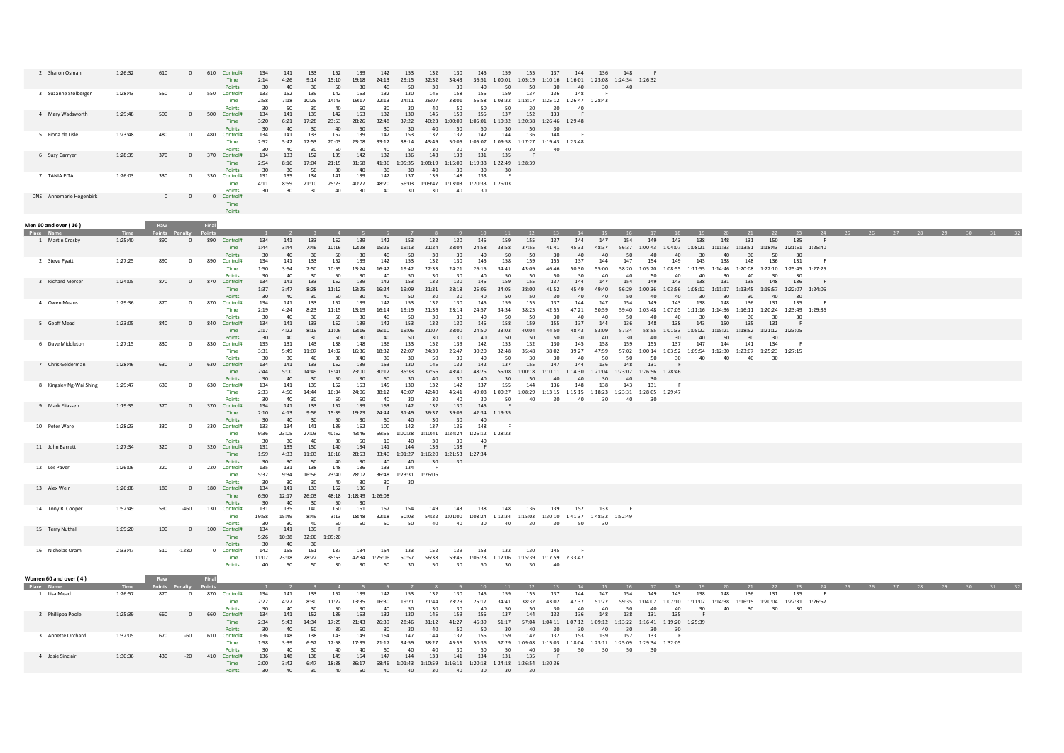| Place | Name | Time | Raw Points | Penalty | Final Points | | 1 | 2 | 3 | 4 | 5 | 6 | 7 | 8 | 9 | 10 | 11 | 12 | 13 | 14 | 15 | 16 | 17 | 18 | 19 | 20 | 21 | 22 | 23 | 24 | 25 | 26 | 27 | 28 | 29 | 30 | 31 | 32 |
|---|---|---|---|---|---|---|---|---|---|---|---|---|---|---|---|---|---|---|---|---|---|---|---|---|---|---|---|---|---|---|---|---|---|---|---|---|---|---|
| 2 | Sharon Osman | 1:26:32 | 610 | 0 | 610 | Control# | 134 | 141 | 133 | 152 | 139 | 142 | 153 | 132 | 130 | 145 | 159 | 155 | 137 | 144 | 136 | 148 | F | | | | | | | | | | | | | | | | | |
| | | | | | | Time | 2:14 | 4:26 | 9:14 | 15:10 | 19:18 | 24:13 | 29:15 | 32:32 | 34:43 | 36:51 | 1:00:01 | 1:05:19 | 1:10:16 | 1:16:01 | 1:23:08 | 1:24:34 | 1:26:32 | | | | | | | | | | | | | | | | | |
| | | | | | | Points | 30 | 40 | 30 | 50 | 30 | 40 | 50 | 30 | 30 | 40 | 50 | 50 | 30 | 40 | 30 | 40 | | | | | | | | | | | | | | | | | | |
| 3 | Suzanne Stolberger | 1:28:43 | 550 | 0 | 550 | Control# | 133 | 152 | 139 | 142 | 153 | 132 | 130 | 145 | 158 | 155 | 159 | 137 | 136 | 148 | F | | | | | | | | | | | | | | | | | | | |
| | | | | | | Time | 2:58 | 7:18 | 10:29 | 14:43 | 19:17 | 22:13 | 24:11 | 26:07 | 38:01 | 56:58 | 1:03:32 | 1:18:17 | 1:25:12 | 1:26:47 | 1:28:43 | | | | | | | | | | | | | | | | | | | |
| | | | | | | Points | 30 | 50 | 30 | 40 | 50 | 30 | 30 | 40 | 50 | 50 | 50 | 30 | 30 | 40 | | | | | | | | | | | | | | | | | | | | |
| 4 | Mary Wadsworth | 1:29:48 | 500 | 0 | 500 | Control# | 134 | 141 | 139 | 142 | 153 | 132 | 130 | 145 | 159 | 155 | 137 | 152 | 133 | F | | | | | | | | | | | | | | | | | | | | |
| | | | | | | Time | 3:20 | 6:21 | 17:28 | 23:53 | 28:26 | 32:48 | 37:22 | 40:23 | 1:00:09 | 1:05:01 | 1:10:32 | 1:20:38 | 1:26:46 | 1:29:48 | | | | | | | | | | | | | | | | | | | | |
| | | | | | | Points | 30 | 40 | 30 | 40 | 50 | 30 | 30 | 40 | 50 | 50 | 30 | 50 | 30 | | | | | | | | | | | | | | | | | | | | | |
| 5 | Fiona de Lisle | 1:23:48 | 480 | 0 | 480 | Control# | 134 | 141 | 133 | 152 | 139 | 142 | 153 | 132 | 137 | 147 | 144 | 136 | 148 | F | | | | | | | | | | | | | | | | | | | | |
| | | | | | | Time | 2:52 | 5:42 | 12:53 | 20:03 | 23:08 | 33:12 | 38:14 | 43:49 | 50:05 | 1:05:07 | 1:09:58 | 1:17:27 | 1:19:43 | 1:23:48 | | | | | | | | | | | | | | | | | | | | |
| | | | | | | Points | 30 | 40 | 30 | 50 | 30 | 40 | 50 | 30 | 30 | 40 | 40 | 30 | 40 | | | | | | | | | | | | | | | | | | | | | |
| 6 | Susy Carryer | 1:28:39 | 370 | 0 | 370 | Control# | 134 | 133 | 152 | 139 | 142 | 132 | 136 | 148 | 138 | 131 | 135 | F | | | | | | | | | | | | | | | | | | | | | | |
| | | | | | | Time | 2:54 | 8:16 | 17:04 | 21:15 | 31:58 | 41:36 | 1:05:35 | 1:08:19 | 1:15:00 | 1:19:38 | 1:22:49 | 1:28:39 | | | | | | | | | | | | | | | | | | | | | | |
| | | | | | | Points | 30 | 30 | 50 | 30 | 40 | 30 | 30 | 40 | 30 | 30 | 30 | | | | | | | | | | | | | | | | | | | | | | | |
| 7 | TANIA PITA | 1:26:03 | 330 | 0 | 330 | Control# | 131 | 135 | 134 | 141 | 139 | 142 | 137 | 136 | 148 | 133 | F | | | | | | | | | | | | | | | | | | | | | | | |
| | | | | | | Time | 4:11 | 8:59 | 21:10 | 25:23 | 40:27 | 48:20 | 56:03 | 1:09:47 | 1:13:03 | 1:20:33 | 1:26:03 | | | | | | | | | | | | | | | | | | | | | | | |
| | | | | | | Points | 30 | 30 | 30 | 40 | 30 | 40 | 30 | 30 | 40 | 30 | | | | | | | | | | | | | | | | | | | | | | | | |
| DNS | Annemarie Hogenbirk | | 0 | 0 | 0 | Control# | | | | | | | | | | | | | | | | | | | | | | | | | | | | | | | | | | |
| | | | | | | Time | | | | | | | | | | | | | | | | | | | | | | | | | | | | | | | | | | |
| | | | | | | Points | | | | | | | | | | | | | | | | | | | | | | | | | | | | | | | | | | |

**Men 60 and over ( 16 )**

| Place | Name | Time | Raw Points | Penalty | Final Points | | 1 | 2 | 3 | 4 | 5 | 6 | 7 | 8 | 9 | 10 | 11 | 12 | 13 | 14 | 15 | 16 | 17 | 18 | 19 | 20 | 21 | 22 | 23 | 24 | 25 | 26 | 27 | 28 | 29 | 30 | 31 | 32 |
|---|---|---|---|---|---|---|---|---|---|---|---|---|---|---|---|---|---|---|---|---|---|---|---|---|---|---|---|---|---|---|---|---|---|---|---|---|---|---|
| 1 | Martin Crosby | 1:25:40 | 890 | 0 | 890 | Control# | 134 | 141 | 133 | 152 | 139 | 142 | 153 | 132 | 130 | 145 | 159 | 155 | 137 | 144 | 147 | 154 | 149 | 143 | 138 | 148 | 131 | 150 | 135 | F | | | | | | | | |
| | | | | | | Time | 1:44 | 3:44 | 7:46 | 10:16 | 12:28 | 15:26 | 19:13 | 21:24 | 23:04 | 24:58 | 33:58 | 37:55 | 41:41 | 45:33 | 48:37 | 56:37 | 1:00:43 | 1:04:07 | 1:08:21 | 1:11:33 | 1:13:51 | 1:18:43 | 1:21:51 | 1:25:40 | | | | | | | | |
| | | | | | | Points | 30 | 40 | 30 | 50 | 30 | 40 | 50 | 30 | 30 | 40 | 50 | 50 | 30 | 40 | 40 | 50 | 40 | 40 | 30 | 40 | 30 | 50 | 30 | | | | | | | | | |
| 2 | Steve Pyatt | 1:27:25 | 890 | 0 | 890 | Control# | 134 | 141 | 133 | 152 | 139 | 142 | 153 | 132 | 130 | 145 | 158 | 159 | 155 | 137 | 144 | 147 | 154 | 149 | 143 | 138 | 148 | 136 | 131 | F | | | | | | | | |
| | | | | | | Time | 1:50 | 3:54 | 7:50 | 10:55 | 13:24 | 16:42 | 19:42 | 22:33 | 24:21 | 26:15 | 34:41 | 43:09 | 46:46 | 50:30 | 55:00 | 58:20 | 1:05:20 | 1:08:55 | 1:11:55 | 1:14:46 | 1:20:08 | 1:22:10 | 1:25:45 | 1:27:25 | | | | | | | | |
| | | | | | | Points | 30 | 40 | 30 | 50 | 30 | 40 | 50 | 30 | 30 | 40 | 50 | 50 | 50 | 30 | 40 | 40 | 50 | 40 | 40 | 30 | 40 | 30 | 30 | | | | | | | | | |
| 3 | Richard Mercer | 1:24:05 | 870 | 0 | 870 | Control# | 134 | 141 | 133 | 152 | 139 | 142 | 153 | 132 | 130 | 145 | 159 | 155 | 137 | 144 | 147 | 154 | 149 | 143 | 138 | 131 | 135 | 148 | 136 | F | | | | | | | | |
| | | | | | | Time | 1:37 | 3:47 | 8:28 | 11:12 | 13:25 | 16:24 | 19:09 | 21:31 | 23:18 | 25:06 | 34:05 | 38:00 | 41:52 | 45:49 | 49:40 | 56:29 | 1:00:36 | 1:03:56 | 1:08:12 | 1:11:17 | 1:13:45 | 1:19:57 | 1:22:07 | 1:24:05 | | | | | | | | |
| | | | | | | Points | 30 | 40 | 30 | 50 | 30 | 40 | 50 | 30 | 30 | 40 | 50 | 50 | 30 | 40 | 40 | 50 | 40 | 40 | 30 | 30 | 30 | 40 | 30 | | | | | | | | | |
| 4 | Owen Means | 1:29:36 | 870 | 0 | 870 | Control# | 134 | 141 | 133 | 152 | 139 | 142 | 153 | 132 | 130 | 145 | 159 | 155 | 137 | 144 | 147 | 154 | 149 | 143 | 138 | 148 | 136 | 131 | 135 | F | | | | | | | | |
| | | | | | | Time | 2:19 | 4:24 | 8:23 | 11:15 | 13:19 | 16:14 | 19:19 | 21:36 | 23:14 | 24:57 | 34:34 | 38:25 | 42:55 | 47:21 | 50:59 | 59:40 | 1:03:48 | 1:07:05 | 1:11:16 | 1:14:36 | 1:16:11 | 1:20:24 | 1:23:49 | 1:29:36 | | | | | | | | |
| | | | | | | Points | 30 | 40 | 30 | 50 | 30 | 40 | 50 | 30 | 30 | 40 | 50 | 50 | 30 | 40 | 40 | 50 | 40 | 40 | 30 | 40 | 30 | 30 | 30 | | | | | | | | | |
| 5 | Geoff Mead | 1:23:05 | 840 | 0 | 840 | Control# | 134 | 141 | 133 | 152 | 139 | 142 | 153 | 132 | 130 | 145 | 158 | 159 | 155 | 137 | 144 | 136 | 148 | 138 | 143 | 150 | 135 | 131 | F | | | | | | | | | |
| | | | | | | Time | 2:17 | 4:22 | 8:19 | 11:06 | 13:16 | 16:10 | 19:06 | 21:07 | 23:00 | 24:50 | 33:03 | 40:04 | 44:50 | 48:43 | 53:09 | 57:34 | 58:55 | 1:01:33 | 1:05:22 | 1:15:21 | 1:18:52 | 1:21:12 | 1:23:05 | | | | | | | | | |
| | | | | | | Points | 30 | 40 | 30 | 50 | 30 | 40 | 50 | 30 | 30 | 40 | 50 | 50 | 50 | 30 | 40 | 30 | 40 | 30 | 40 | 50 | 30 | 30 | | | | | | | | | | |
| 6 | Dave Middleton | 1:27:15 | 830 | 0 | 830 | Control# | 135 | 131 | 143 | 138 | 148 | 136 | 133 | 152 | 139 | 142 | 153 | 132 | 130 | 145 | 158 | 159 | 155 | 137 | 147 | 144 | 141 | 134 | F | | | | | | | | | |
| | | | | | | Time | 3:31 | 5:49 | 11:07 | 14:02 | 16:36 | 18:32 | 22:07 | 24:39 | 26:47 | 30:20 | 32:48 | 35:48 | 38:02 | 39:27 | 47:59 | 57:02 | 1:00:14 | 1:03:52 | 1:09:54 | 1:12:30 | 1:23:07 | 1:25:23 | 1:27:15 | | | | | | | | | |
| | | | | | | Points | 30 | 30 | 40 | 30 | 40 | 30 | 30 | 50 | 30 | 40 | 50 | 30 | 30 | 40 | 50 | 50 | 50 | 30 | 40 | 40 | 40 | 30 | | | | | | | | | | |
| 7 | Chris Gelderman | 1:28:46 | 630 | 0 | 630 | Control# | 134 | 141 | 133 | 152 | 139 | 153 | 130 | 145 | 132 | 142 | 137 | 155 | 147 | 144 | 136 | 148 | 131 | F | | | | | | | | | | | | | | |
| | | | | | | Time | 2:44 | 5:00 | 14:49 | 19:41 | 23:00 | 30:12 | 35:33 | 37:56 | 43:40 | 48:25 | 55:08 | 1:00:18 | 1:10:11 | 1:14:30 | 1:21:04 | 1:23:02 | 1:26:56 | 1:28:46 | | | | | | | | | | | | | | |
| | | | | | | Points | 30 | 40 | 30 | 50 | 30 | 50 | 30 | 40 | 30 | 40 | 30 | 50 | 40 | 40 | 30 | 40 | 30 | | | | | | | | | | | | | | | |
| 8 | Kingsley Ng-Wai Shing | 1:29:47 | 630 | 0 | 630 | Control# | 134 | 141 | 139 | 152 | 153 | 145 | 130 | 132 | 142 | 137 | 155 | 144 | 136 | 148 | 138 | 143 | 131 | F | | | | | | | | | | | | | | |
| | | | | | | Time | 2:33 | 4:50 | 14:44 | 16:34 | 24:06 | 38:12 | 40:07 | 42:40 | 45:41 | 49:08 | 1:00:27 | 1:08:29 | 1:13:15 | 1:15:15 | 1:18:23 | 1:23:31 | 1:28:05 | 1:29:47 | | | | | | | | | | | | | | |
| | | | | | | Points | 30 | 40 | 30 | 50 | 50 | 40 | 30 | 30 | 40 | 30 | 50 | 40 | 30 | 40 | 30 | 40 | 30 | | | | | | | | | | | | | | | |
| 9 | Mark Eliassen | 1:19:35 | 370 | 0 | 370 | Control# | 134 | 141 | 133 | 152 | 139 | 153 | 142 | 132 | 130 | 145 | F | | | | | | | | | | | | | | | | | | | | | |
| | | | | | | Time | 2:10 | 4:13 | 9:56 | 15:39 | 19:23 | 24:44 | 31:49 | 36:37 | 39:05 | 42:34 | 1:19:35 | | | | | | | | | | | | | | | | | | | | | |
| | | | | | | Points | 30 | 40 | 30 | 50 | 30 | 50 | 40 | 30 | 30 | 40 | | | | | | | | | | | | | | | | | | | | | | |
| 10 | Peter Ware | 1:28:23 | 330 | 0 | 330 | Control# | 133 | 134 | 141 | 139 | 152 | 100 | 142 | 137 | 136 | 148 | F | | | | | | | | | | | | | | | | | | | | | |
| | | | | | | Time | 9:36 | 23:05 | 27:03 | 40:52 | 43:46 | 59:55 | 1:00:28 | 1:10:41 | 1:24:24 | 1:26:12 | 1:28:23 | | | | | | | | | | | | | | | | | | | | | |
| | | | | | | Points | 30 | 30 | 40 | 30 | 50 | 10 | 40 | 30 | 30 | 40 | | | | | | | | | | | | | | | | | | | | | | |
| 11 | John Barrett | 1:27:34 | 320 | 0 | 320 | Control# | 131 | 135 | 150 | 140 | 134 | 141 | 144 | 136 | 138 | F | | | | | | | | | | | | | | | | | | | | | | |
| | | | | | | Time | 1:59 | 4:33 | 11:03 | 16:16 | 28:53 | 33:40 | 1:01:27 | 1:16:20 | 1:21:53 | 1:27:34 | | | | | | | | | | | | | | | | | | | | | | |
| | | | | | | Points | 30 | 30 | 50 | 40 | 30 | 40 | 40 | 30 | 30 | | | | | | | | | | | | | | | | | | | | | | | |
| 12 | Les Paver | 1:26:06 | 220 | 0 | 220 | Control# | 135 | 131 | 138 | 148 | 136 | 133 | 134 | F | | | | | | | | | | | | | | | | | | | | | | | | |
| | | | | | | Time | 5:32 | 9:34 | 16:56 | 23:40 | 28:02 | 36:48 | 1:23:31 | 1:26:06 | | | | | | | | | | | | | | | | | | | | | | | | |
| | | | | | | Points | 30 | 30 | 30 | 40 | 30 | 30 | 30 | | | | | | | | | | | | | | | | | | | | | | | | | |
| 13 | Alex Weir | 1:26:08 | 180 | 0 | 180 | Control# | 134 | 141 | 133 | 152 | 136 | F | | | | | | | | | | | | | | | | | | | | | | | | | | |
| | | | | | | Time | 6:50 | 12:17 | 26:03 | 48:18 | 1:18:49 | 1:26:08 | | | | | | | | | | | | | | | | | | | | | | | | | | |
| | | | | | | Points | 30 | 40 | 30 | 50 | 30 | | | | | | | | | | | | | | | | | | | | | | | | | | | |
| 14 | Tony R. Cooper | 1:52:49 | 590 | -460 | 130 | Control# | 131 | 135 | 140 | 150 | 151 | 157 | 154 | 149 | 143 | 138 | 148 | 136 | 139 | 152 | 133 | F | | | | | | | | | | | | | | | | |
| | | | | | | Time | 19:58 | 15:49 | 8:49 | 3:13 | 18:48 | 32:18 | 50:03 | 54:22 | 1:01:00 | 1:08:24 | 1:12:34 | 1:15:03 | 1:30:10 | 1:41:37 | 1:48:32 | 1:52:49 | | | | | | | | | | | | | | | | |
| | | | | | | Points | 30 | 30 | 40 | 50 | 50 | 50 | 50 | 40 | 40 | 30 | 40 | 30 | 30 | 50 | 30 | | | | | | | | | | | | | | | | | |
| 15 | Terry Nuthall | 1:09:20 | 100 | 0 | 100 | Control# | 134 | 141 | 139 | F | | | | | | | | | | | | | | | | | | | | | | | | | | | | |
| | | | | | | Time | 5:26 | 10:38 | 32:00 | 1:09:20 | | | | | | | | | | | | | | | | | | | | | | | | | | | | |
| | | | | | | Points | 30 | 40 | 30 | | | | | | | | | | | | | | | | | | | | | | | | | | | | | |
| 16 | Nicholas Oram | 2:33:47 | 510 | -1280 | 0 | Control# | 142 | 155 | 151 | 137 | 134 | 154 | 133 | 152 | 139 | 153 | 132 | 130 | 145 | F | | | | | | | | | | | | | | | | | | |
| | | | | | | Time | 11:07 | 23:18 | 28:22 | 35:53 | 42:34 | 1:25:06 | 50:57 | 56:38 | 59:45 | 1:06:23 | 1:12:06 | 1:15:39 | 1:17:59 | 2:33:47 | | | | | | | | | | | | | | | | | | |
| | | | | | | Points | 40 | 50 | 50 | 30 | 30 | 50 | 30 | 50 | 30 | 50 | 30 | 30 | 40 | | | | | | | | | | | | | | | | | | | |

**Women 60 and over ( 4 )**

| Place | Name | Time | Raw Points | Penalty | Final Points | | 1 | 2 | 3 | 4 | 5 | 6 | 7 | 8 | 9 | 10 | 11 | 12 | 13 | 14 | 15 | 16 | 17 | 18 | 19 | 20 | 21 | 22 | 23 | 24 | 25 | 26 | 27 | 28 | 29 | 30 | 31 | 32 |
|---|---|---|---|---|---|---|---|---|---|---|---|---|---|---|---|---|---|---|---|---|---|---|---|---|---|---|---|---|---|---|---|---|---|---|---|---|---|---|
| 1 | Lisa Mead | 1:26:57 | 870 | 0 | 870 | Control# | 134 | 141 | 133 | 152 | 139 | 142 | 153 | 132 | 130 | 145 | 159 | 155 | 137 | 144 | 147 | 154 | 149 | 143 | 138 | 148 | 136 | 131 | 135 | F | | | | | | | | |
| | | | | | | Time | 2:22 | 4:27 | 8:30 | 11:22 | 13:35 | 16:30 | 19:21 | 21:44 | 23:29 | 25:17 | 34:41 | 38:32 | 43:02 | 47:37 | 51:22 | 59:35 | 1:04:02 | 1:07:10 | 1:11:02 | 1:14:38 | 1:16:15 | 1:20:04 | 1:22:31 | 1:26:57 | | | | | | | | |
| | | | | | | Points | 30 | 40 | 30 | 50 | 30 | 40 | 50 | 30 | 30 | 40 | 50 | 50 | 30 | 40 | 40 | 50 | 40 | 40 | 30 | 40 | 30 | 30 | 30 | | | | | | | | | |
| 2 | Phillippa Poole | 1:25:39 | 660 | 0 | 660 | Control# | 134 | 141 | 152 | 139 | 153 | 132 | 130 | 145 | 159 | 155 | 137 | 144 | 133 | 136 | 148 | 138 | 131 | 135 | F | | | | | | | | | | | | | |
| | | | | | | Time | 2:34 | 5:43 | 14:34 | 17:25 | 21:43 | 26:39 | 28:46 | 31:12 | 41:27 | 46:39 | 51:17 | 57:04 | 1:04:11 | 1:07:12 | 1:09:12 | 1:13:22 | 1:16:41 | 1:19:20 | 1:25:39 | | | | | | | | | | | | | |
| | | | | | | Points | 30 | 40 | 50 | 30 | 50 | 30 | 30 | 40 | 50 | 50 | 30 | 40 | 30 | 30 | 40 | 30 | 30 | 30 | | | | | | | | | | | | | | |
| 3 | Annette Orchard | 1:32:05 | 670 | -60 | 610 | Control# | 136 | 148 | 138 | 143 | 149 | 154 | 147 | 144 | 137 | 155 | 159 | 142 | 132 | 153 | 139 | 152 | 133 | F | | | | | | | | | | | | | | |
| | | | | | | Time | 1:58 | 3:39 | 6:52 | 12:58 | 17:35 | 21:17 | 34:59 | 38:27 | 45:56 | 50:36 | 57:29 | 1:09:08 | 1:15:03 | 1:18:04 | 1:23:11 | 1:25:09 | 1:29:34 | 1:32:05 | | | | | | | | | | | | | | |
| | | | | | | Points | 30 | 40 | 30 | 40 | 40 | 50 | 40 | 40 | 30 | 50 | 50 | 40 | 30 | 50 | 30 | 50 | 30 | | | | | | | | | | | | | | | |
| 4 | Josie Sinclair | 1:30:36 | 430 | -20 | 410 | Control# | 136 | 148 | 138 | 149 | 154 | 147 | 144 | 133 | 141 | 134 | 131 | 135 | F | | | | | | | | | | | | | | | | | | | |
| | | | | | | Time | 2:00 | 3:42 | 6:47 | 18:38 | 36:17 | 58:46 | 1:01:43 | 1:10:59 | 1:16:11 | 1:20:18 | 1:24:18 | 1:26:54 | 1:30:36 | | | | | | | | | | | | | | | | | | | |
| | | | | | | Points | 30 | 40 | 30 | 40 | 50 | 40 | 40 | 30 | 40 | 30 | 30 | 30 | | | | | | | | | | | | | | | | | | | | |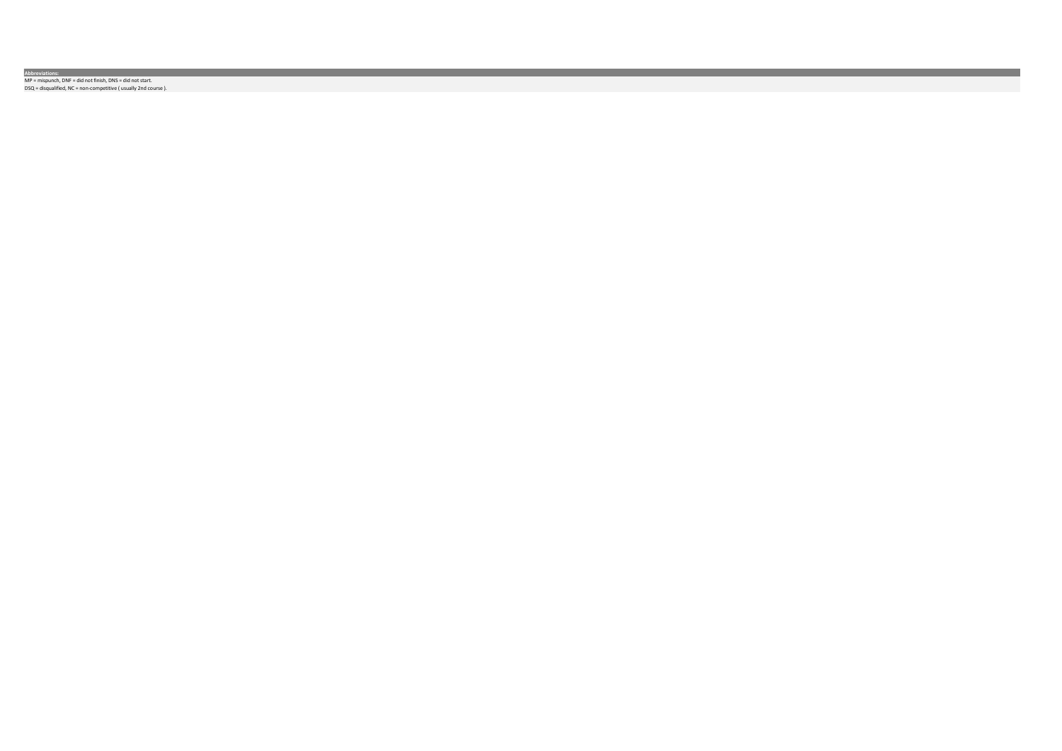**Abbreviations:**

MP = mispunch, DNF = did not finish, DNS = did not start.

DSQ = disqualified, NC = non-competitive ( usually 2nd course ).